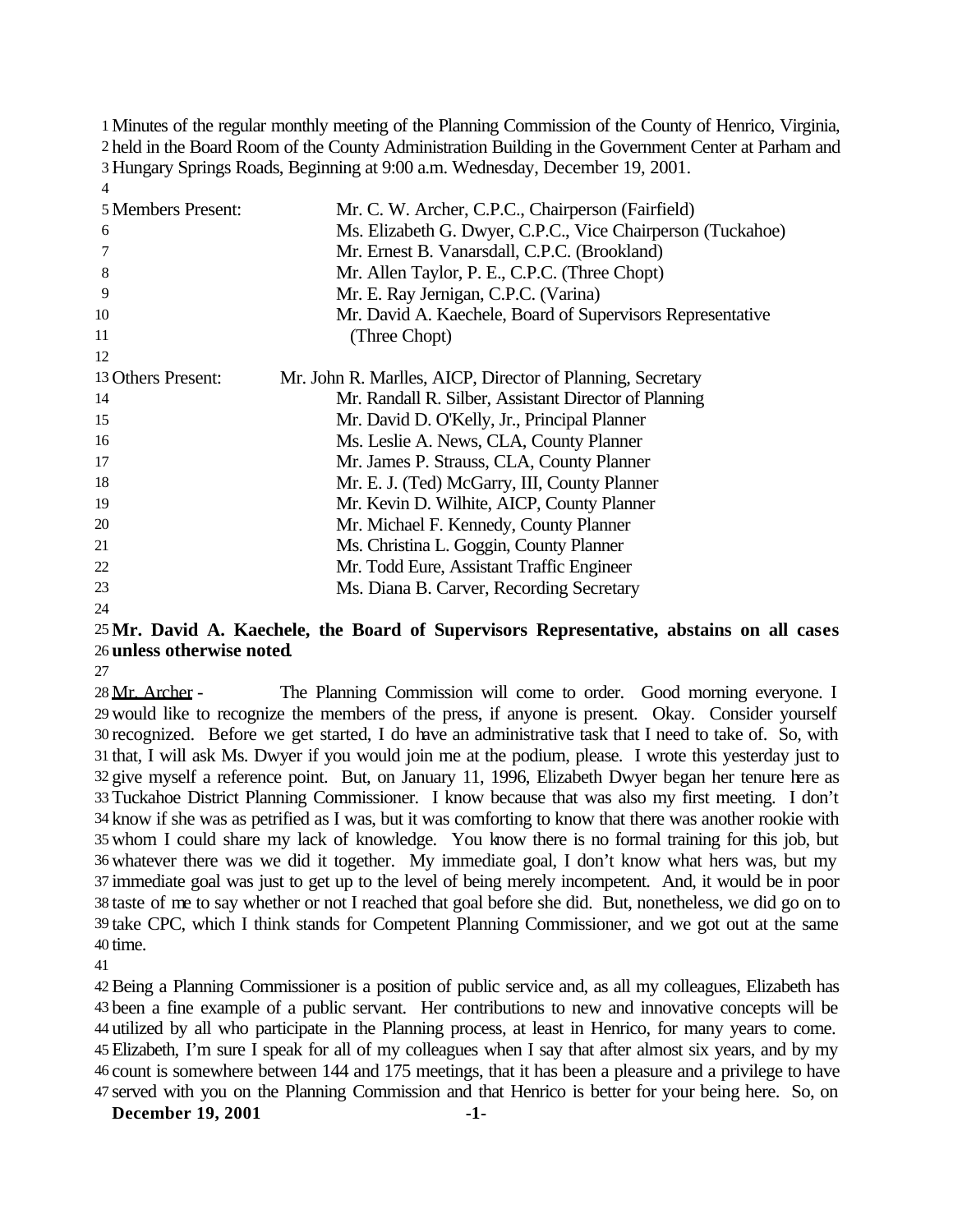Minutes of the regular monthly meeting of the Planning Commission of the County of Henrico, Virginia, held in the Board Room of the County Administration Building in the Government Center at Parham and Hungary Springs Roads, Beginning at 9:00 a.m. Wednesday, December 19, 2001.

| | |
|---|---|
| Members Present: | Mr. C. W. Archer, C.P.C., Chairperson (Fairfield) |
| | Ms. Elizabeth G. Dwyer, C.P.C., Vice Chairperson (Tuckahoe) |
| | Mr. Ernest B. Vanarsdall, C.P.C. (Brookland) |
| | Mr. Allen Taylor, P. E., C.P.C. (Three Chopt) |
| | Mr. E. Ray Jernigan, C.P.C. (Varina) |
| | Mr. David A. Kaechele, Board of Supervisors Representative (Three Chopt) |
| | |
| Others Present: | Mr. John R. Marlles, AICP, Director of Planning, Secretary |
| | Mr. Randall R. Silber, Assistant Director of Planning |
| | Mr. David D. O'Kelly, Jr., Principal Planner |
| | Ms. Leslie A. News, CLA, County Planner |
| | Mr. James P. Strauss, CLA, County Planner |
| | Mr. E. J. (Ted) McGarry, III, County Planner |
| | Mr. Kevin D. Wilhite, AICP, County Planner |
| | Mr. Michael F. Kennedy, County Planner |
| | Ms. Christina L. Goggin, County Planner |
| | Mr. Todd Eure, Assistant Traffic Engineer |
| | Ms. Diana B. Carver, Recording Secretary |

**Mr. David A. Kaechele, the Board of Supervisors Representative, abstains on all cases unless otherwise noted.**

Mr. Archer - The Planning Commission will come to order. Good morning everyone. I would like to recognize the members of the press, if anyone is present. Okay. Consider yourself recognized. Before we get started, I do have an administrative task that I need to take of. So, with that, I will ask Ms. Dwyer if you would join me at the podium, please. I wrote this yesterday just to give myself a reference point. But, on January 11, 1996, Elizabeth Dwyer began her tenure here as Tuckahoe District Planning Commissioner. I know because that was also my first meeting. I don't know if she was as petrified as I was, but it was comforting to know that there was another rookie with whom I could share my lack of knowledge. You know there is no formal training for this job, but whatever there was we did it together. My immediate goal, I don't know what hers was, but my immediate goal was just to get up to the level of being merely incompetent. And, it would be in poor taste of me to say whether or not I reached that goal before she did. But, nonetheless, we did go on to take CPC, which I think stands for Competent Planning Commissioner, and we got out at the same time.

Being a Planning Commissioner is a position of public service and, as all my colleagues, Elizabeth has been a fine example of a public servant. Her contributions to new and innovative concepts will be utilized by all who participate in the Planning process, at least in Henrico, for many years to come. Elizabeth, I'm sure I speak for all of my colleagues when I say that after almost six years, and by my count is somewhere between 144 and 175 meetings, that it has been a pleasure and a privilege to have served with you on the Planning Commission and that Henrico is better for your being here. So, on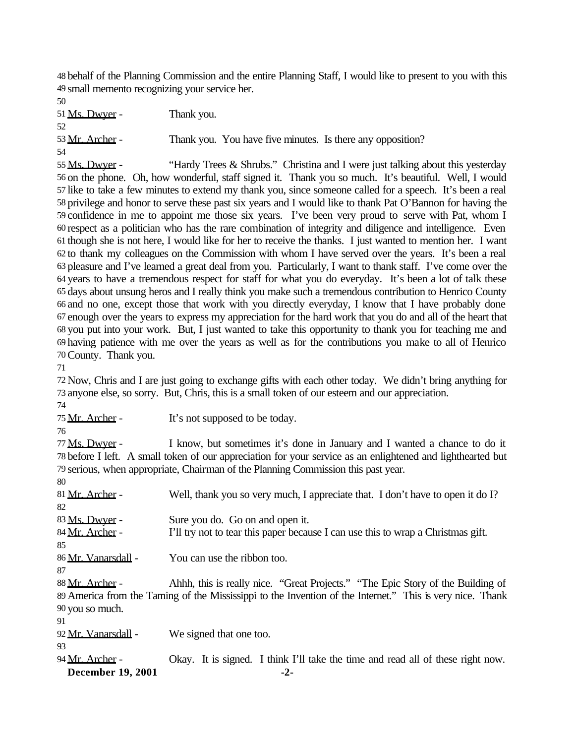behalf of the Planning Commission and the entire Planning Staff, I would like to present to you with this small memento recognizing your service her.

Ms. Dwyer - Thank you.

Mr. Archer - Thank you. You have five minutes. Is there any opposition?

Ms. Dwyer - "Hardy Trees & Shrubs." Christina and I were just talking about this yesterday on the phone. Oh, how wonderful, staff signed it. Thank you so much. It's beautiful. Well, I would like to take a few minutes to extend my thank you, since someone called for a speech. It's been a real privilege and honor to serve these past six years and I would like to thank Pat O'Bannon for having the confidence in me to appoint me those six years. I've been very proud to serve with Pat, whom I respect as a politician who has the rare combination of integrity and diligence and intelligence. Even though she is not here, I would like for her to receive the thanks. I just wanted to mention her. I want to thank my colleagues on the Commission with whom I have served over the years. It's been a real pleasure and I've learned a great deal from you. Particularly, I want to thank staff. I've come over the years to have a tremendous respect for staff for what you do everyday. It's been a lot of talk these days about unsung heros and I really think you make such a tremendous contribution to Henrico County and no one, except those that work with you directly everyday, I know that I have probably done enough over the years to express my appreciation for the hard work that you do and all of the heart that you put into your work. But, I just wanted to take this opportunity to thank you for teaching me and having patience with me over the years as well as for the contributions you make to all of Henrico County. Thank you.

Now, Chris and I are just going to exchange gifts with each other today. We didn't bring anything for anyone else, so sorry. But, Chris, this is a small token of our esteem and our appreciation.

Mr. Archer - It's not supposed to be today.

Ms. Dwyer - I know, but sometimes it's done in January and I wanted a chance to do it before I left. A small token of our appreciation for your service as an enlightened and lighthearted but serious, when appropriate, Chairman of the Planning Commission this past year.

Mr. Archer - Well, thank you so very much, I appreciate that. I don't have to open it do I?

Ms. Dwyer - Sure you do. Go on and open it.

Mr. Archer - I'll try not to tear this paper because I can use this to wrap a Christmas gift.

Mr. Vanarsdall - You can use the ribbon too.

Mr. Archer - Ahhh, this is really nice. "Great Projects." "The Epic Story of the Building of America from the Taming of the Mississippi to the Invention of the Internet." This is very nice. Thank you so much.

Mr. Vanarsdall - We signed that one too.

Mr. Archer - Okay. It is signed. I think I'll take the time and read all of these right now.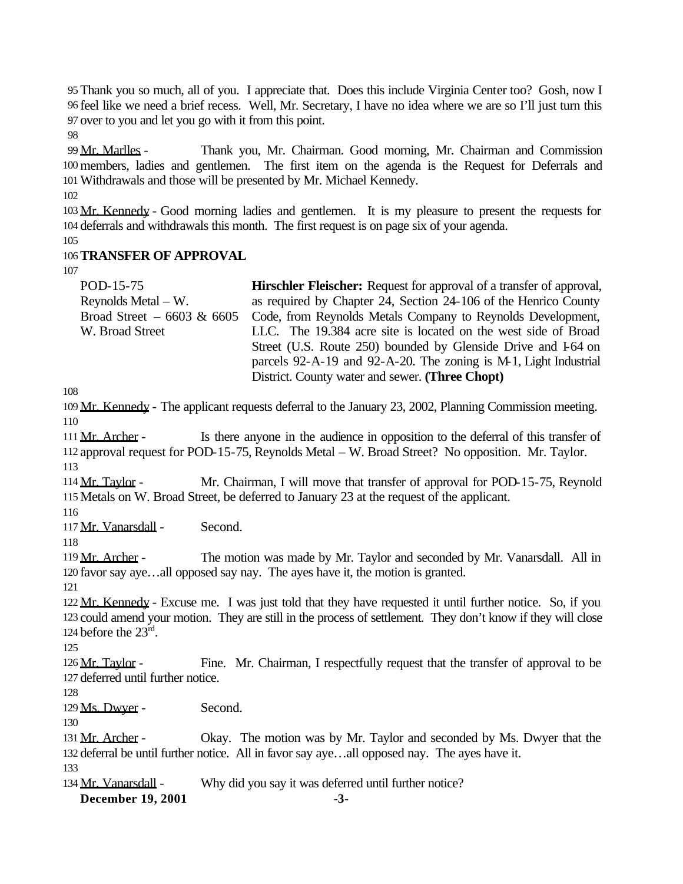Thank you so much, all of you. I appreciate that. Does this include Virginia Center too? Gosh, now I feel like we need a brief recess. Well, Mr. Secretary, I have no idea where we are so I'll just turn this over to you and let you go with it from this point.

Mr. Marlles - Thank you, Mr. Chairman. Good morning, Mr. Chairman and Commission members, ladies and gentlemen. The first item on the agenda is the Request for Deferrals and Withdrawals and those will be presented by Mr. Michael Kennedy.

Mr. Kennedy - Good morning ladies and gentlemen. It is my pleasure to present the requests for deferrals and withdrawals this month. The first request is on page six of your agenda.

**TRANSFER OF APPROVAL**

| | |
|---|---|
| POD-15-75 Reynolds Metal – W. Broad Street – 6603 & 6605 W. Broad Street | **Hirschler Fleischer:** Request for approval of a transfer of approval, as required by Chapter 24, Section 24-106 of the Henrico County Code, from Reynolds Metals Company to Reynolds Development, LLC. The 19.384 acre site is located on the west side of Broad Street (U.S. Route 250) bounded by Glenside Drive and I-64 on parcels 92-A-19 and 92-A-20. The zoning is M-1, Light Industrial District. County water and sewer. **(Three Chopt)** |

Mr. Kennedy - The applicant requests deferral to the January 23, 2002, Planning Commission meeting.

Mr. Archer - Is there anyone in the audience in opposition to the deferral of this transfer of approval request for POD-15-75, Reynolds Metal – W. Broad Street? No opposition. Mr. Taylor.

Mr. Taylor - Mr. Chairman, I will move that transfer of approval for POD-15-75, Reynold Metals on W. Broad Street, be deferred to January 23 at the request of the applicant.

Mr. Vanarsdall - Second.

Mr. Archer - The motion was made by Mr. Taylor and seconded by Mr. Vanarsdall. All in favor say aye…all opposed say nay. The ayes have it, the motion is granted.

Mr. Kennedy - Excuse me. I was just told that they have requested it until further notice. So, if you could amend your motion. They are still in the process of settlement. They don't know if they will close before the 23rd.

Mr. Taylor - Fine. Mr. Chairman, I respectfully request that the transfer of approval to be deferred until further notice.

Ms. Dwyer - Second.

Mr. Archer - Okay. The motion was by Mr. Taylor and seconded by Ms. Dwyer that the deferral be until further notice. All in favor say aye…all opposed nay. The ayes have it.

Mr. Vanarsdall - Why did you say it was deferred until further notice?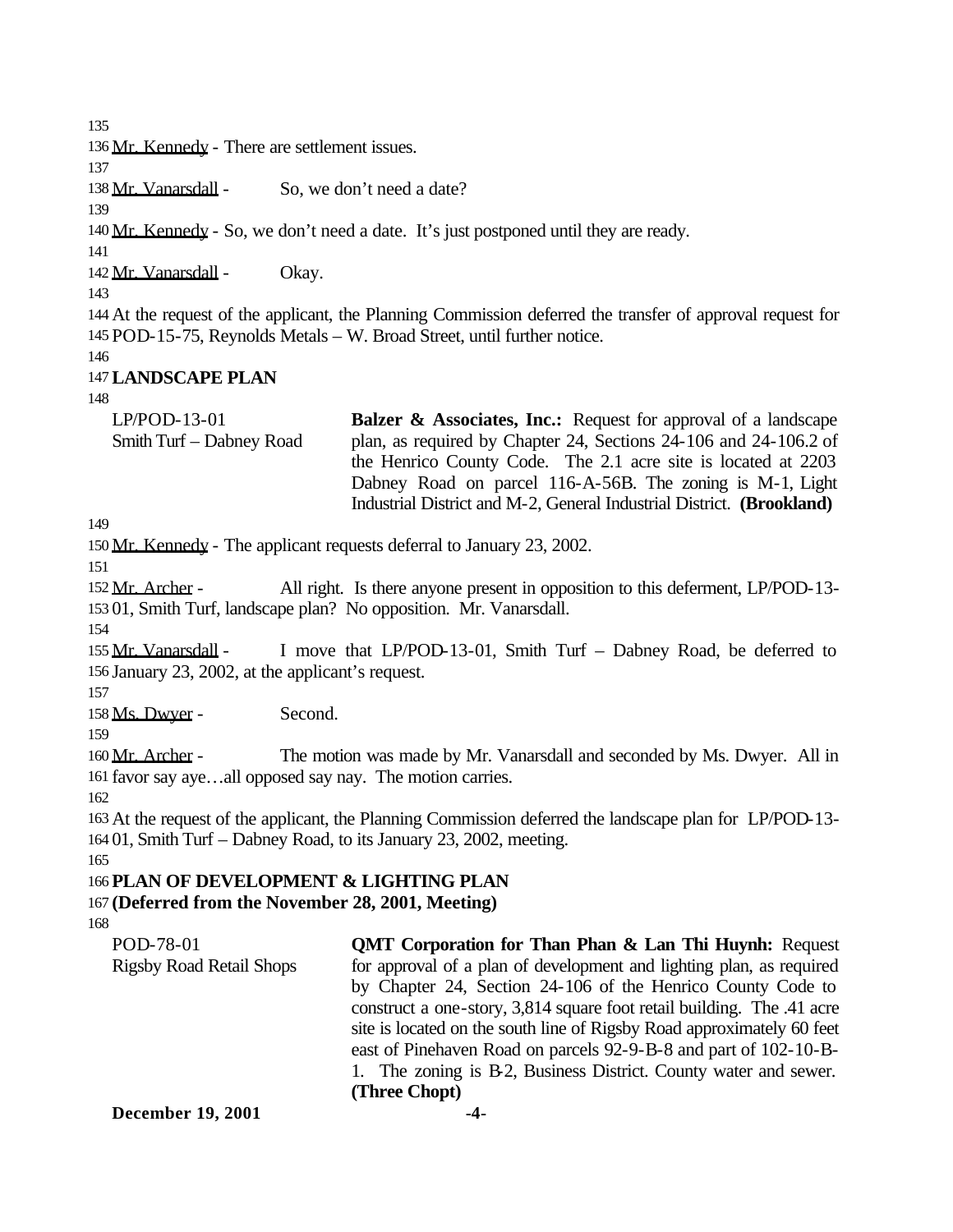Mr. Kennedy - There are settlement issues.

Mr. Vanarsdall - So, we don't need a date?

Mr. Kennedy - So, we don't need a date. It's just postponed until they are ready.

Mr. Vanarsdall - Okay.

At the request of the applicant, the Planning Commission deferred the transfer of approval request for POD-15-75, Reynolds Metals – W. Broad Street, until further notice.

**LANDSCAPE PLAN**

LP/POD-13-01
Smith Turf – Dabney Road

**Balzer & Associates, Inc.:** Request for approval of a landscape plan, as required by Chapter 24, Sections 24-106 and 24-106.2 of the Henrico County Code. The 2.1 acre site is located at 2203 Dabney Road on parcel 116-A-56B. The zoning is M-1, Light Industrial District and M-2, General Industrial District. **(Brookland)**

Mr. Kennedy - The applicant requests deferral to January 23, 2002.

Mr. Archer - All right. Is there anyone present in opposition to this deferment, LP/POD-13-01, Smith Turf, landscape plan? No opposition. Mr. Vanarsdall.

Mr. Vanarsdall - I move that LP/POD-13-01, Smith Turf – Dabney Road, be deferred to January 23, 2002, at the applicant's request.

Ms. Dwyer - Second.

Mr. Archer - The motion was made by Mr. Vanarsdall and seconded by Ms. Dwyer. All in favor say aye…all opposed say nay. The motion carries.

At the request of the applicant, the Planning Commission deferred the landscape plan for LP/POD-13-01, Smith Turf – Dabney Road, to its January 23, 2002, meeting.

**PLAN OF DEVELOPMENT & LIGHTING PLAN**
**(Deferred from the November 28, 2001, Meeting)**

POD-78-01
Rigsby Road Retail Shops

**QMT Corporation for Than Phan & Lan Thi Huynh:** Request for approval of a plan of development and lighting plan, as required by Chapter 24, Section 24-106 of the Henrico County Code to construct a one-story, 3,814 square foot retail building. The .41 acre site is located on the south line of Rigsby Road approximately 60 feet east of Pinehaven Road on parcels 92-9-B-8 and part of 102-10-B-1. The zoning is B-2, Business District. County water and sewer. **(Three Chopt)**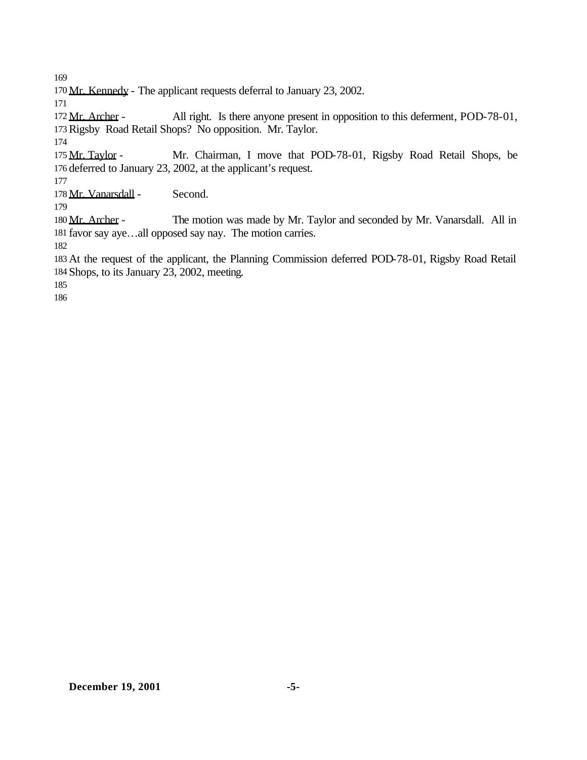Mr. Kennedy - The applicant requests deferral to January 23, 2002.

Mr. Archer - All right. Is there anyone present in opposition to this deferment, POD-78-01, Rigsby Road Retail Shops? No opposition. Mr. Taylor.

Mr. Taylor - Mr. Chairman, I move that POD-78-01, Rigsby Road Retail Shops, be deferred to January 23, 2002, at the applicant's request.

Mr. Vanarsdall - Second.

Mr. Archer - The motion was made by Mr. Taylor and seconded by Mr. Vanarsdall. All in favor say aye…all opposed say nay. The motion carries.

At the request of the applicant, the Planning Commission deferred POD-78-01, Rigsby Road Retail Shops, to its January 23, 2002, meeting.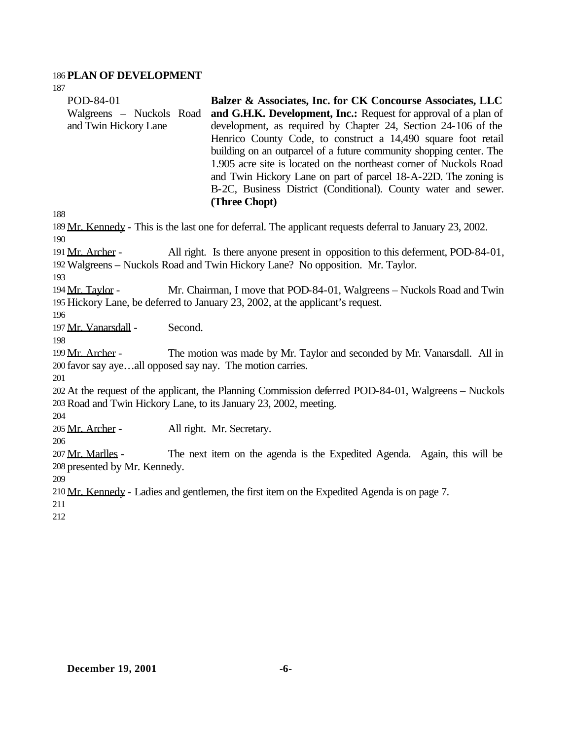**PLAN OF DEVELOPMENT**

| | |
|---|---|
| POD-84-01<br>Walgreens – Nuckols Road and Twin Hickory Lane | **Balzer & Associates, Inc. for CK Concourse Associates, LLC and G.H.K. Development, Inc.:** Request for approval of a plan of development, as required by Chapter 24, Section 24-106 of the Henrico County Code, to construct a 14,490 square foot retail building on an outparcel of a future community shopping center. The 1.905 acre site is located on the northeast corner of Nuckols Road and Twin Hickory Lane on part of parcel 18-A-22D. The zoning is B-2C, Business District (Conditional). County water and sewer. **(Three Chopt)** |

Mr. Kennedy - This is the last one for deferral. The applicant requests deferral to January 23, 2002.

Mr. Archer - All right. Is there anyone present in opposition to this deferment, POD-84-01, Walgreens – Nuckols Road and Twin Hickory Lane? No opposition. Mr. Taylor.

Mr. Taylor - Mr. Chairman, I move that POD-84-01, Walgreens – Nuckols Road and Twin Hickory Lane, be deferred to January 23, 2002, at the applicant's request.

Mr. Vanarsdall - Second.

Mr. Archer - The motion was made by Mr. Taylor and seconded by Mr. Vanarsdall. All in favor say aye…all opposed say nay. The motion carries.

At the request of the applicant, the Planning Commission deferred POD-84-01, Walgreens – Nuckols Road and Twin Hickory Lane, to its January 23, 2002, meeting.

Mr. Archer - All right. Mr. Secretary.

Mr. Marlles - The next item on the agenda is the Expedited Agenda. Again, this will be presented by Mr. Kennedy.

Mr. Kennedy - Ladies and gentlemen, the first item on the Expedited Agenda is on page 7.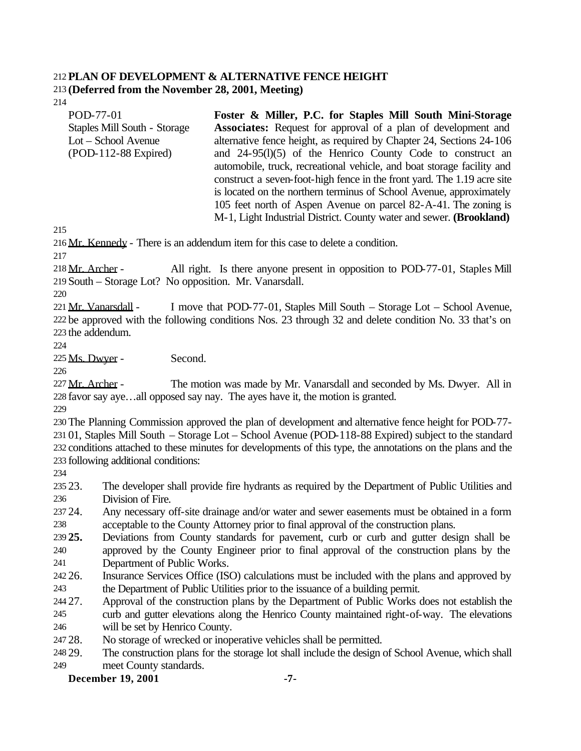**PLAN OF DEVELOPMENT & ALTERNATIVE FENCE HEIGHT**
**(Deferred from the November 28, 2001, Meeting)**

| | |
|---|---|
| POD-77-01<br>Staples Mill South - Storage Lot – School Avenue<br>(POD-112-88 Expired) | **Foster & Miller, P.C. for Staples Mill South Mini-Storage Associates:** Request for approval of a plan of development and alternative fence height, as required by Chapter 24, Sections 24-106 and 24-95(l)(5) of the Henrico County Code to construct an automobile, truck, recreational vehicle, and boat storage facility and construct a seven-foot-high fence in the front yard. The 1.19 acre site is located on the northern terminus of School Avenue, approximately 105 feet north of Aspen Avenue on parcel 82-A-41. The zoning is M-1, Light Industrial District. County water and sewer. **(Brookland)** |

Mr. Kennedy - There is an addendum item for this case to delete a condition.

Mr. Archer - All right. Is there anyone present in opposition to POD-77-01, Staples Mill South – Storage Lot? No opposition. Mr. Vanarsdall.

Mr. Vanarsdall - I move that POD-77-01, Staples Mill South – Storage Lot – School Avenue, be approved with the following conditions Nos. 23 through 32 and delete condition No. 33 that's on the addendum.

Ms. Dwyer - Second.

Mr. Archer - The motion was made by Mr. Vanarsdall and seconded by Ms. Dwyer. All in favor say aye…all opposed say nay. The ayes have it, the motion is granted.

The Planning Commission approved the plan of development and alternative fence height for POD-77-01, Staples Mill South – Storage Lot – School Avenue (POD-118-88 Expired) subject to the standard conditions attached to these minutes for developments of this type, the annotations on the plans and the following additional conditions:

23. The developer shall provide fire hydrants as required by the Department of Public Utilities and Division of Fire.
24. Any necessary off-site drainage and/or water and sewer easements must be obtained in a form acceptable to the County Attorney prior to final approval of the construction plans.
**25.** Deviations from County standards for pavement, curb or curb and gutter design shall be approved by the County Engineer prior to final approval of the construction plans by the Department of Public Works.
26. Insurance Services Office (ISO) calculations must be included with the plans and approved by the Department of Public Utilities prior to the issuance of a building permit.
27. Approval of the construction plans by the Department of Public Works does not establish the curb and gutter elevations along the Henrico County maintained right-of-way. The elevations will be set by Henrico County.
28. No storage of wrecked or inoperative vehicles shall be permitted.
29. The construction plans for the storage lot shall include the design of School Avenue, which shall meet County standards.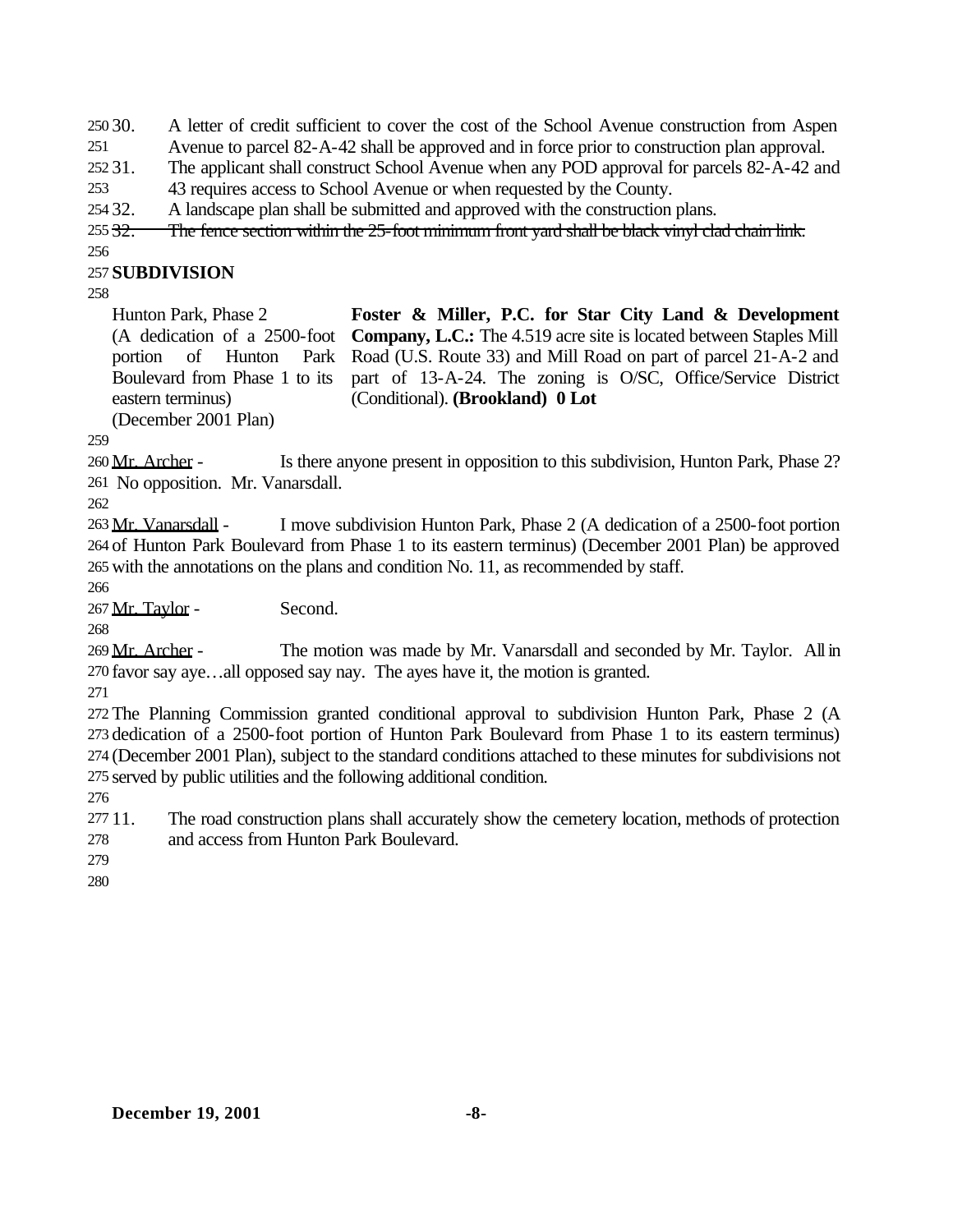30. A letter of credit sufficient to cover the cost of the School Avenue construction from Aspen Avenue to parcel 82-A-42 shall be approved and in force prior to construction plan approval.
31. The applicant shall construct School Avenue when any POD approval for parcels 82-A-42 and 43 requires access to School Avenue or when requested by the County.
32. A landscape plan shall be submitted and approved with the construction plans.
~~32. The fence section within the 25-foot minimum front yard shall be black vinyl clad chain link.~~

**SUBDIVISION**

| | |
|---|---|
| Hunton Park, Phase 2 (A dedication of a 2500-foot portion of Hunton Park Boulevard from Phase 1 to its eastern terminus) (December 2001 Plan) | **Foster & Miller, P.C. for Star City Land & Development Company, L.C.:** The 4.519 acre site is located between Staples Mill Road (U.S. Route 33) and Mill Road on part of parcel 21-A-2 and part of 13-A-24. The zoning is O/SC, Office/Service District (Conditional). **(Brookland) 0 Lot** |

Mr. Archer - Is there anyone present in opposition to this subdivision, Hunton Park, Phase 2? No opposition. Mr. Vanarsdall.

Mr. Vanarsdall - I move subdivision Hunton Park, Phase 2 (A dedication of a 2500-foot portion of Hunton Park Boulevard from Phase 1 to its eastern terminus) (December 2001 Plan) be approved with the annotations on the plans and condition No. 11, as recommended by staff.

Mr. Taylor - Second.

Mr. Archer - The motion was made by Mr. Vanarsdall and seconded by Mr. Taylor. All in favor say aye…all opposed say nay. The ayes have it, the motion is granted.

The Planning Commission granted conditional approval to subdivision Hunton Park, Phase 2 (A dedication of a 2500-foot portion of Hunton Park Boulevard from Phase 1 to its eastern terminus) (December 2001 Plan), subject to the standard conditions attached to these minutes for subdivisions not served by public utilities and the following additional condition.

11. The road construction plans shall accurately show the cemetery location, methods of protection and access from Hunton Park Boulevard.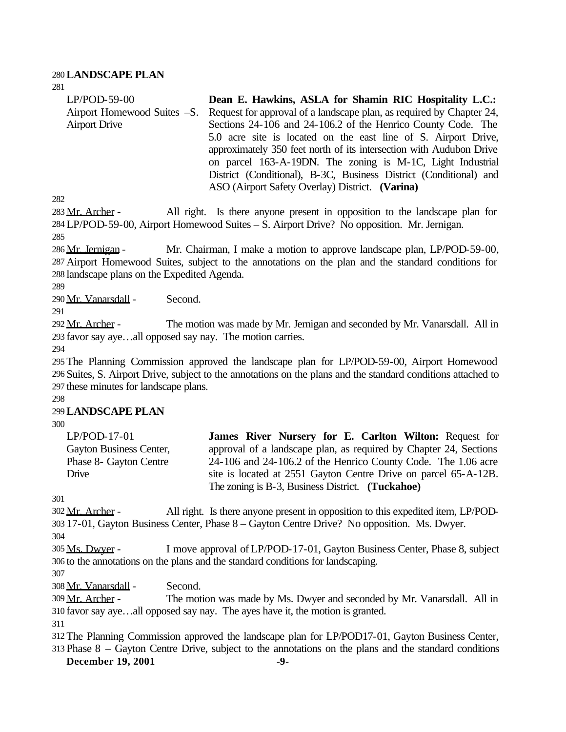**LANDSCAPE PLAN**

| | |
|---|---|
| LP/POD-59-00<br>Airport Homewood Suites – S. Airport Drive | **Dean E. Hawkins, ASLA for Shamin RIC Hospitality L.C.:** Request for approval of a landscape plan, as required by Chapter 24, Sections 24-106 and 24-106.2 of the Henrico County Code. The 5.0 acre site is located on the east line of S. Airport Drive, approximately 350 feet north of its intersection with Audubon Drive on parcel 163-A-19DN. The zoning is M-1C, Light Industrial District (Conditional), B-3C, Business District (Conditional) and ASO (Airport Safety Overlay) District. **(Varina)** |

Mr. Archer - All right. Is there anyone present in opposition to the landscape plan for LP/POD-59-00, Airport Homewood Suites – S. Airport Drive? No opposition. Mr. Jernigan.

Mr. Jernigan - Mr. Chairman, I make a motion to approve landscape plan, LP/POD-59-00, Airport Homewood Suites, subject to the annotations on the plan and the standard conditions for landscape plans on the Expedited Agenda.

Mr. Vanarsdall - Second.

Mr. Archer - The motion was made by Mr. Jernigan and seconded by Mr. Vanarsdall. All in favor say aye…all opposed say nay. The motion carries.

The Planning Commission approved the landscape plan for LP/POD-59-00, Airport Homewood Suites, S. Airport Drive, subject to the annotations on the plans and the standard conditions attached to these minutes for landscape plans.

**LANDSCAPE PLAN**

| | |
|---|---|
| LP/POD-17-01<br>Gayton Business Center, Phase 8- Gayton Centre Drive | **James River Nursery for E. Carlton Wilton:** Request for approval of a landscape plan, as required by Chapter 24, Sections 24-106 and 24-106.2 of the Henrico County Code. The 1.06 acre site is located at 2551 Gayton Centre Drive on parcel 65-A-12B. The zoning is B-3, Business District. **(Tuckahoe)** |

Mr. Archer - All right. Is there anyone present in opposition to this expedited item, LP/POD-17-01, Gayton Business Center, Phase 8 – Gayton Centre Drive? No opposition. Ms. Dwyer.

Ms. Dwyer - I move approval of LP/POD-17-01, Gayton Business Center, Phase 8, subject to the annotations on the plans and the standard conditions for landscaping.

Mr. Vanarsdall - Second.

Mr. Archer - The motion was made by Ms. Dwyer and seconded by Mr. Vanarsdall. All in favor say aye…all opposed say nay. The ayes have it, the motion is granted.

The Planning Commission approved the landscape plan for LP/POD17-01, Gayton Business Center, Phase 8 – Gayton Centre Drive, subject to the annotations on the plans and the standard conditions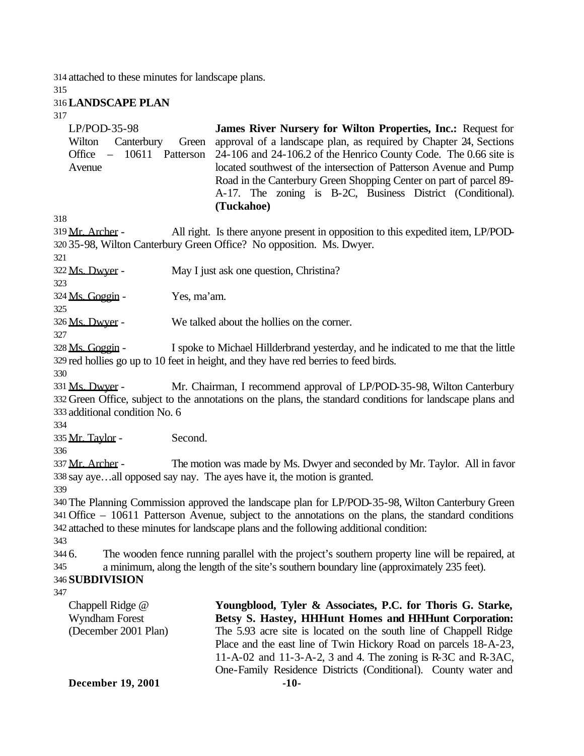attached to these minutes for landscape plans.

**LANDSCAPE PLAN**

| | |
|---|---|
| LP/POD-35-98 Wilton Canterbury Green Office – 10611 Patterson Avenue | **James River Nursery for Wilton Properties, Inc.:** Request for approval of a landscape plan, as required by Chapter 24, Sections 24-106 and 24-106.2 of the Henrico County Code. The 0.66 site is located southwest of the intersection of Patterson Avenue and Pump Road in the Canterbury Green Shopping Center on part of parcel 89-A-17. The zoning is B-2C, Business District (Conditional). **(Tuckahoe)** |

Mr. Archer - All right. Is there anyone present in opposition to this expedited item, LP/POD-35-98, Wilton Canterbury Green Office? No opposition. Ms. Dwyer.

Ms. Dwyer - May I just ask one question, Christina?

Ms. Goggin - Yes, ma'am.

Ms. Dwyer - We talked about the hollies on the corner.

Ms. Goggin - I spoke to Michael Hillderbrand yesterday, and he indicated to me that the little red hollies go up to 10 feet in height, and they have red berries to feed birds.

Ms. Dwyer - Mr. Chairman, I recommend approval of LP/POD-35-98, Wilton Canterbury Green Office, subject to the annotations on the plans, the standard conditions for landscape plans and additional condition No. 6

Mr. Taylor - Second.

Mr. Archer - The motion was made by Ms. Dwyer and seconded by Mr. Taylor. All in favor say aye…all opposed say nay. The ayes have it, the motion is granted.

The Planning Commission approved the landscape plan for LP/POD-35-98, Wilton Canterbury Green Office – 10611 Patterson Avenue, subject to the annotations on the plans, the standard conditions attached to these minutes for landscape plans and the following additional condition:

6. The wooden fence running parallel with the project's southern property line will be repaired, at a minimum, along the length of the site's southern boundary line (approximately 235 feet).

**SUBDIVISION**

| | |
|---|---|
| Chappell Ridge @ Wyndham Forest (December 2001 Plan) | **Youngblood, Tyler & Associates, P.C. for Thoris G. Starke, Betsy S. Hastey, HHHunt Homes and HHHunt Corporation:** The 5.93 acre site is located on the south line of Chappell Ridge Place and the east line of Twin Hickory Road on parcels 18-A-23, 11-A-02 and 11-3-A-2, 3 and 4. The zoning is R-3C and R-3AC, One-Family Residence Districts (Conditional). County water and |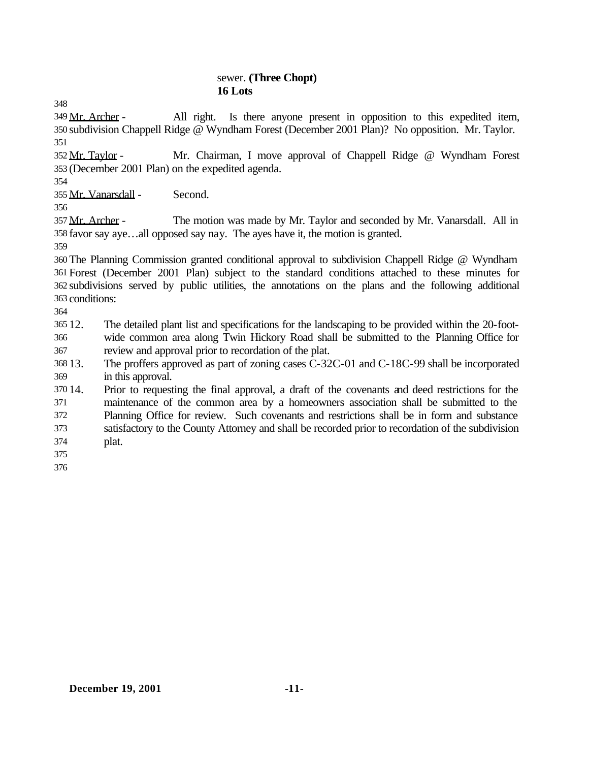sewer. **(Three Chopt)**
**16 Lots**

Mr. Archer - All right. Is there anyone present in opposition to this expedited item, subdivision Chappell Ridge @ Wyndham Forest (December 2001 Plan)? No opposition. Mr. Taylor.

Mr. Taylor - Mr. Chairman, I move approval of Chappell Ridge @ Wyndham Forest (December 2001 Plan) on the expedited agenda.

Mr. Vanarsdall - Second.

Mr. Archer - The motion was made by Mr. Taylor and seconded by Mr. Vanarsdall. All in favor say aye…all opposed say nay. The ayes have it, the motion is granted.

The Planning Commission granted conditional approval to subdivision Chappell Ridge @ Wyndham Forest (December 2001 Plan) subject to the standard conditions attached to these minutes for subdivisions served by public utilities, the annotations on the plans and the following additional conditions:

12. The detailed plant list and specifications for the landscaping to be provided within the 20-foot-wide common area along Twin Hickory Road shall be submitted to the Planning Office for review and approval prior to recordation of the plat.
13. The proffers approved as part of zoning cases C-32C-01 and C-18C-99 shall be incorporated in this approval.
14. Prior to requesting the final approval, a draft of the covenants and deed restrictions for the maintenance of the common area by a homeowners association shall be submitted to the Planning Office for review. Such covenants and restrictions shall be in form and substance satisfactory to the County Attorney and shall be recorded prior to recordation of the subdivision plat.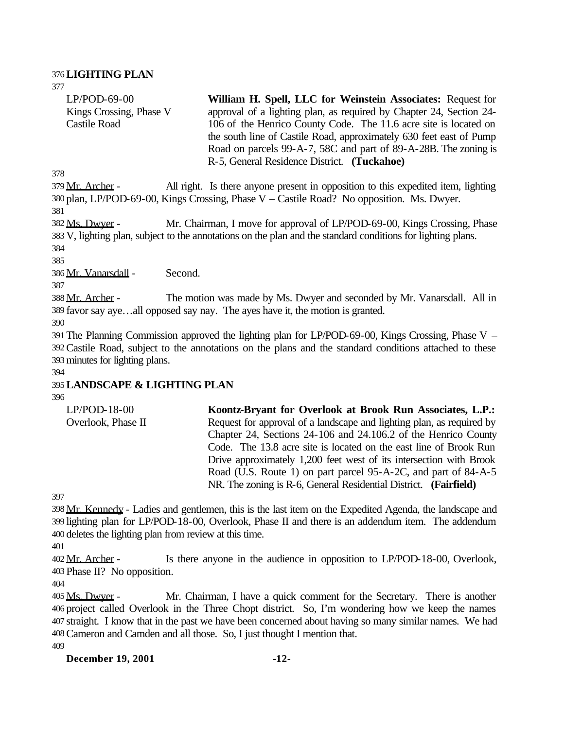**LIGHTING PLAN**

LP/POD-69-00
Kings Crossing, Phase V
Castile Road

**William H. Spell, LLC for Weinstein Associates:** Request for approval of a lighting plan, as required by Chapter 24, Section 24-106 of the Henrico County Code. The 11.6 acre site is located on the south line of Castile Road, approximately 630 feet east of Pump Road on parcels 99-A-7, 58C and part of 89-A-28B. The zoning is R-5, General Residence District. **(Tuckahoe)**

Mr. Archer - All right. Is there anyone present in opposition to this expedited item, lighting plan, LP/POD-69-00, Kings Crossing, Phase V – Castile Road? No opposition. Ms. Dwyer.

Ms. Dwyer - Mr. Chairman, I move for approval of LP/POD-69-00, Kings Crossing, Phase V, lighting plan, subject to the annotations on the plan and the standard conditions for lighting plans.

Mr. Vanarsdall - Second.

Mr. Archer - The motion was made by Ms. Dwyer and seconded by Mr. Vanarsdall. All in favor say aye…all opposed say nay. The ayes have it, the motion is granted.

The Planning Commission approved the lighting plan for LP/POD-69-00, Kings Crossing, Phase V – Castile Road, subject to the annotations on the plans and the standard conditions attached to these minutes for lighting plans.

**LANDSCAPE & LIGHTING PLAN**

LP/POD-18-00
Overlook, Phase II

**Koontz-Bryant for Overlook at Brook Run Associates, L.P.:** Request for approval of a landscape and lighting plan, as required by Chapter 24, Sections 24-106 and 24.106.2 of the Henrico County Code. The 13.8 acre site is located on the east line of Brook Run Drive approximately 1,200 feet west of its intersection with Brook Road (U.S. Route 1) on part parcel 95-A-2C, and part of 84-A-5 NR. The zoning is R-6, General Residential District. **(Fairfield)**

Mr. Kennedy - Ladies and gentlemen, this is the last item on the Expedited Agenda, the landscape and lighting plan for LP/POD-18-00, Overlook, Phase II and there is an addendum item. The addendum deletes the lighting plan from review at this time.

Mr. Archer - Is there anyone in the audience in opposition to LP/POD-18-00, Overlook, Phase II? No opposition.

Ms. Dwyer - Mr. Chairman, I have a quick comment for the Secretary. There is another project called Overlook in the Three Chopt district. So, I'm wondering how we keep the names straight. I know that in the past we have been concerned about having so many similar names. We had Cameron and Camden and all those. So, I just thought I mention that.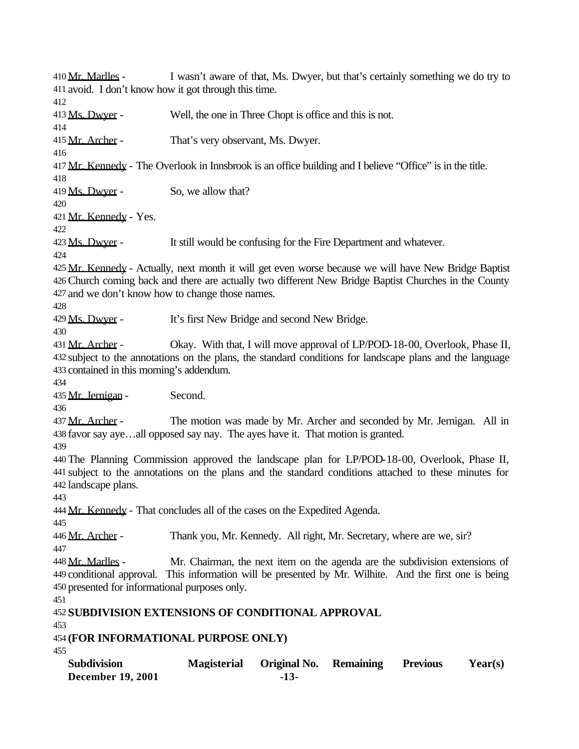Mr. Marlles - I wasn't aware of that, Ms. Dwyer, but that's certainly something we do try to avoid. I don't know how it got through this time.

Ms. Dwyer - Well, the one in Three Chopt is office and this is not.

Mr. Archer - That's very observant, Ms. Dwyer.

Mr. Kennedy - The Overlook in Innsbrook is an office building and I believe "Office" is in the title.

Ms. Dwyer - So, we allow that?

Mr. Kennedy - Yes.

Ms. Dwyer - It still would be confusing for the Fire Department and whatever.

Mr. Kennedy - Actually, next month it will get even worse because we will have New Bridge Baptist Church coming back and there are actually two different New Bridge Baptist Churches in the County and we don't know how to change those names.

Ms. Dwyer - It's first New Bridge and second New Bridge.

Mr. Archer - Okay. With that, I will move approval of LP/POD-18-00, Overlook, Phase II, subject to the annotations on the plans, the standard conditions for landscape plans and the language contained in this morning's addendum.

Mr. Jernigan - Second.

Mr. Archer - The motion was made by Mr. Archer and seconded by Mr. Jernigan. All in favor say aye…all opposed say nay. The ayes have it. That motion is granted.

The Planning Commission approved the landscape plan for LP/POD-18-00, Overlook, Phase II, subject to the annotations on the plans and the standard conditions attached to these minutes for landscape plans.

Mr. Kennedy - That concludes all of the cases on the Expedited Agenda.

Mr. Archer - Thank you, Mr. Kennedy. All right, Mr. Secretary, where are we, sir?

Mr. Marlles - Mr. Chairman, the next item on the agenda are the subdivision extensions of conditional approval. This information will be presented by Mr. Wilhite. And the first one is being presented for informational purposes only.

**SUBDIVISION EXTENSIONS OF CONDITIONAL APPROVAL**

**(FOR INFORMATIONAL PURPOSE ONLY)**

| Subdivision | Magisterial | Original No. | Remaining | Previous | Year(s) |
|---|---|---|---|---|---|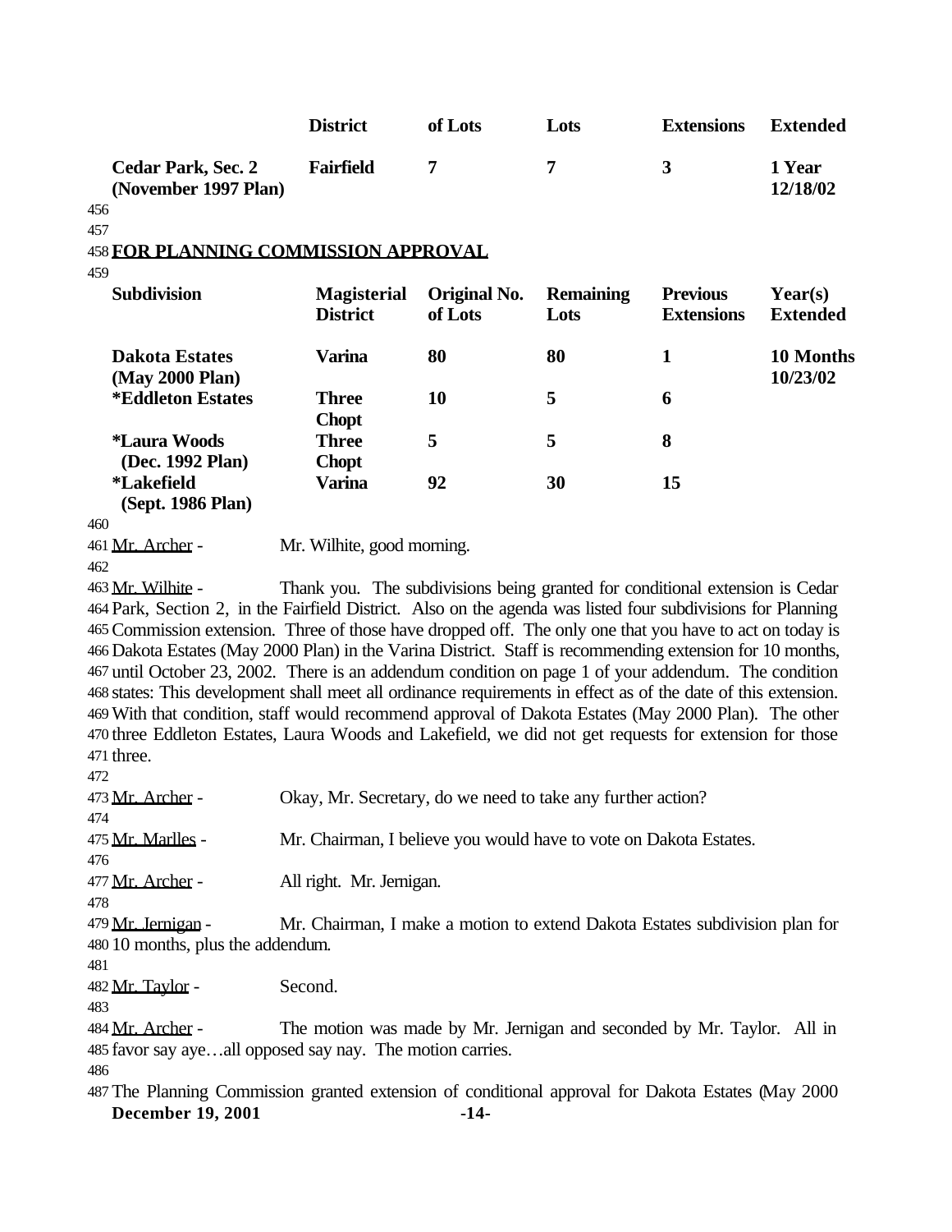| | District | of Lots | Lots | Extensions | Extended |
|---|---|---|---|---|---|
| **Cedar Park, Sec. 2 (November 1997 Plan)** | **Fairfield** | **7** | **7** | **3** | **1 Year 12/18/02** |

**FOR PLANNING COMMISSION APPROVAL**

| Subdivision | Magisterial District | Original No. of Lots | Remaining Lots | Previous Extensions | Year(s) Extended |
|---|---|---|---|---|---|
| **Dakota Estates (May 2000 Plan)** | **Varina** | **80** | **80** | **1** | **10 Months 10/23/02** |
| ***Eddleton Estates** | **Three Chopt** | **10** | **5** | **6** | |
| ***Laura Woods (Dec. 1992 Plan)** | **Three Chopt** | **5** | **5** | **8** | |
| ***Lakefield (Sept. 1986 Plan)** | **Varina** | **92** | **30** | **15** | |

Mr. Archer - Mr. Wilhite, good morning.

Mr. Wilhite - Thank you. The subdivisions being granted for conditional extension is Cedar Park, Section 2, in the Fairfield District. Also on the agenda was listed four subdivisions for Planning Commission extension. Three of those have dropped off. The only one that you have to act on today is Dakota Estates (May 2000 Plan) in the Varina District. Staff is recommending extension for 10 months, until October 23, 2002. There is an addendum condition on page 1 of your addendum. The condition states: This development shall meet all ordinance requirements in effect as of the date of this extension. With that condition, staff would recommend approval of Dakota Estates (May 2000 Plan). The other three Eddleton Estates, Laura Woods and Lakefield, we did not get requests for extension for those three.

Mr. Archer - Okay, Mr. Secretary, do we need to take any further action?

Mr. Marlles - Mr. Chairman, I believe you would have to vote on Dakota Estates.

Mr. Archer - All right. Mr. Jernigan.

Mr. Jernigan - Mr. Chairman, I make a motion to extend Dakota Estates subdivision plan for 10 months, plus the addendum.

Mr. Taylor - Second.

Mr. Archer - The motion was made by Mr. Jernigan and seconded by Mr. Taylor. All in favor say aye…all opposed say nay. The motion carries.

The Planning Commission granted extension of conditional approval for Dakota Estates (May 2000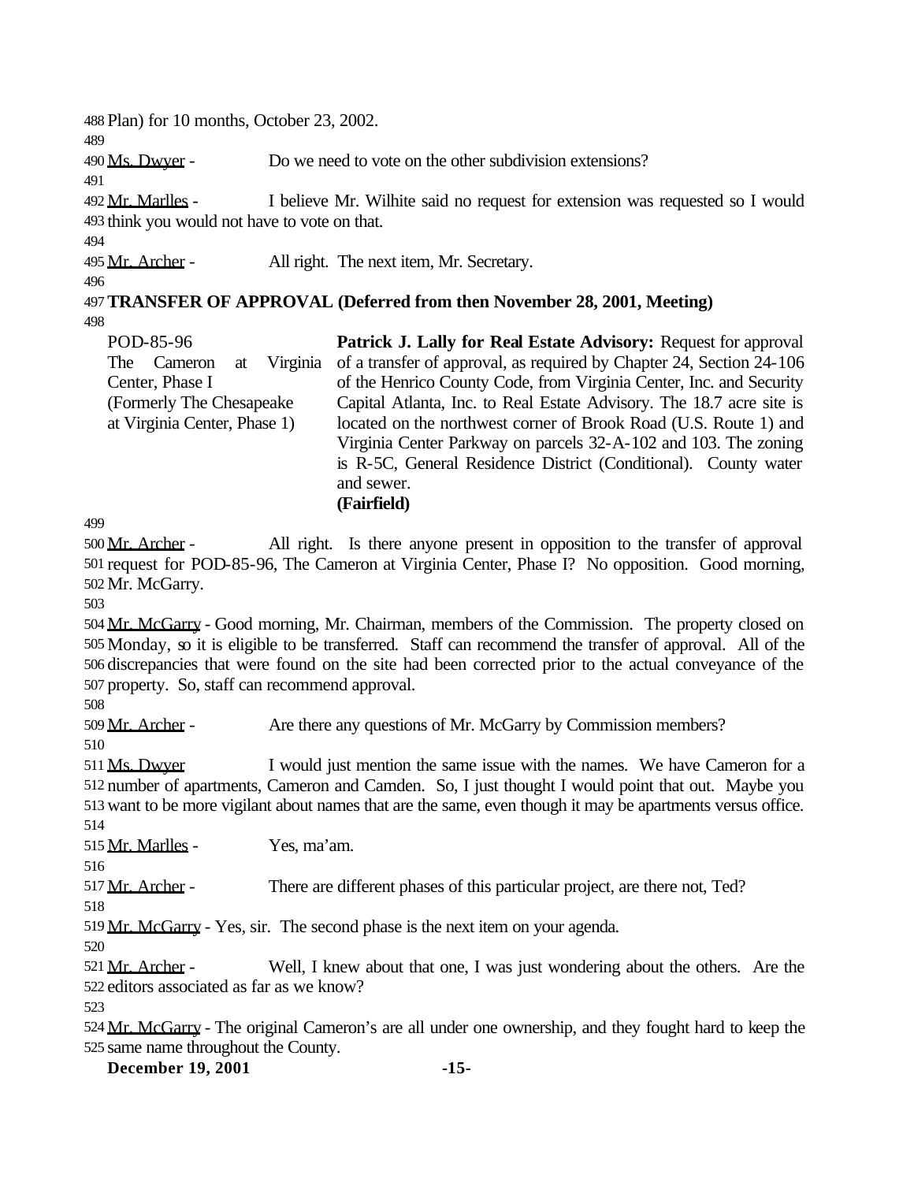Plan) for 10 months, October 23, 2002.

Ms. Dwyer - Do we need to vote on the other subdivision extensions?

Mr. Marlles - I believe Mr. Wilhite said no request for extension was requested so I would think you would not have to vote on that.

Mr. Archer - All right. The next item, Mr. Secretary.

**TRANSFER OF APPROVAL (Deferred from then November 28, 2001, Meeting)**

POD-85-96
The Cameron at Virginia Center, Phase I
(Formerly The Chesapeake at Virginia Center, Phase 1)

**Patrick J. Lally for Real Estate Advisory:** Request for approval of a transfer of approval, as required by Chapter 24, Section 24-106 of the Henrico County Code, from Virginia Center, Inc. and Security Capital Atlanta, Inc. to Real Estate Advisory. The 18.7 acre site is located on the northwest corner of Brook Road (U.S. Route 1) and Virginia Center Parkway on parcels 32-A-102 and 103. The zoning is R-5C, General Residence District (Conditional). County water and sewer.
**(Fairfield)**

Mr. Archer - All right. Is there anyone present in opposition to the transfer of approval request for POD-85-96, The Cameron at Virginia Center, Phase I? No opposition. Good morning, Mr. McGarry.

Mr. McGarry - Good morning, Mr. Chairman, members of the Commission. The property closed on Monday, so it is eligible to be transferred. Staff can recommend the transfer of approval. All of the discrepancies that were found on the site had been corrected prior to the actual conveyance of the property. So, staff can recommend approval.

Mr. Archer - Are there any questions of Mr. McGarry by Commission members?

Ms. Dwyer I would just mention the same issue with the names. We have Cameron for a number of apartments, Cameron and Camden. So, I just thought I would point that out. Maybe you want to be more vigilant about names that are the same, even though it may be apartments versus office.

Mr. Marlles - Yes, ma'am.

Mr. Archer - There are different phases of this particular project, are there not, Ted?

Mr. McGarry - Yes, sir. The second phase is the next item on your agenda.

Mr. Archer - Well, I knew about that one, I was just wondering about the others. Are the editors associated as far as we know?

Mr. McGarry - The original Cameron's are all under one ownership, and they fought hard to keep the same name throughout the County.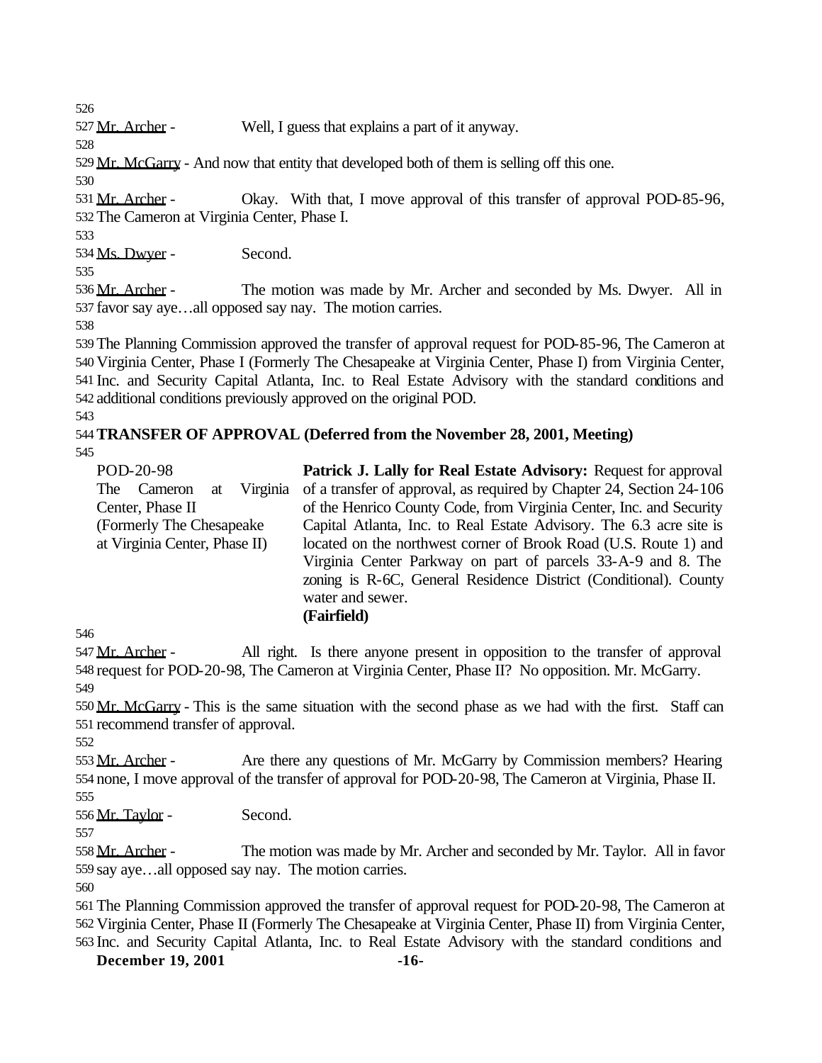Mr. Archer - Well, I guess that explains a part of it anyway.

Mr. McGarry - And now that entity that developed both of them is selling off this one.

Mr. Archer - Okay. With that, I move approval of this transfer of approval POD-85-96, The Cameron at Virginia Center, Phase I.

Ms. Dwyer - Second.

Mr. Archer - The motion was made by Mr. Archer and seconded by Ms. Dwyer. All in favor say aye…all opposed say nay. The motion carries.

The Planning Commission approved the transfer of approval request for POD-85-96, The Cameron at Virginia Center, Phase I (Formerly The Chesapeake at Virginia Center, Phase I) from Virginia Center, Inc. and Security Capital Atlanta, Inc. to Real Estate Advisory with the standard conditions and additional conditions previously approved on the original POD.

**TRANSFER OF APPROVAL (Deferred from the November 28, 2001, Meeting)**

POD-20-98
The Cameron at Virginia Center, Phase II
(Formerly The Chesapeake at Virginia Center, Phase II)

**Patrick J. Lally for Real Estate Advisory:** Request for approval of a transfer of approval, as required by Chapter 24, Section 24-106 of the Henrico County Code, from Virginia Center, Inc. and Security Capital Atlanta, Inc. to Real Estate Advisory. The 6.3 acre site is located on the northwest corner of Brook Road (U.S. Route 1) and Virginia Center Parkway on part of parcels 33-A-9 and 8. The zoning is R-6C, General Residence District (Conditional). County water and sewer.
**(Fairfield)**

Mr. Archer - All right. Is there anyone present in opposition to the transfer of approval request for POD-20-98, The Cameron at Virginia Center, Phase II? No opposition. Mr. McGarry.

Mr. McGarry - This is the same situation with the second phase as we had with the first. Staff can recommend transfer of approval.

Mr. Archer - Are there any questions of Mr. McGarry by Commission members? Hearing none, I move approval of the transfer of approval for POD-20-98, The Cameron at Virginia, Phase II.

Mr. Taylor - Second.

Mr. Archer - The motion was made by Mr. Archer and seconded by Mr. Taylor. All in favor say aye…all opposed say nay. The motion carries.

The Planning Commission approved the transfer of approval request for POD-20-98, The Cameron at Virginia Center, Phase II (Formerly The Chesapeake at Virginia Center, Phase II) from Virginia Center, Inc. and Security Capital Atlanta, Inc. to Real Estate Advisory with the standard conditions and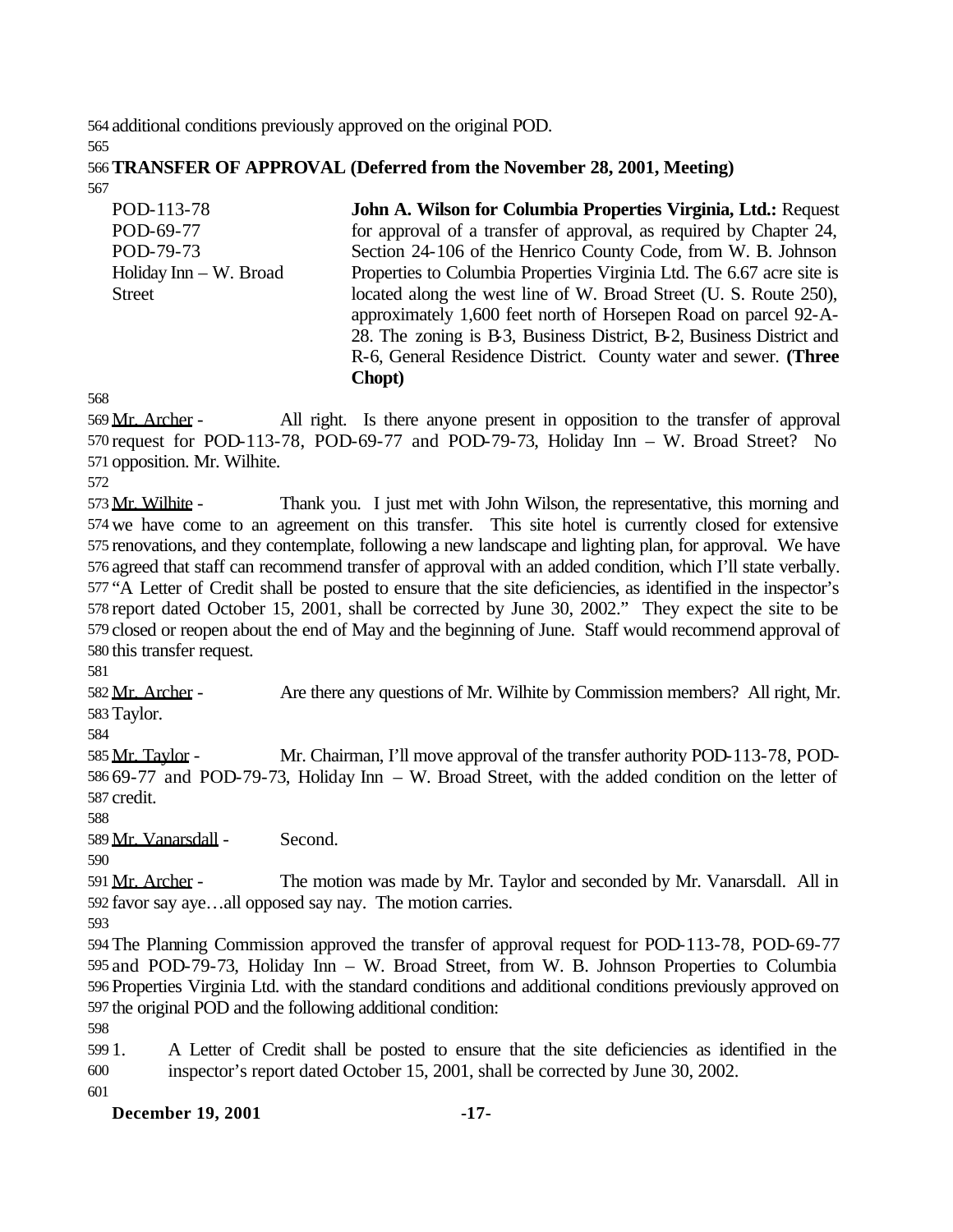additional conditions previously approved on the original POD.

**TRANSFER OF APPROVAL (Deferred from the November 28, 2001, Meeting)**

| | |
|---|---|
| POD-113-78<br>POD-69-77<br>POD-79-73<br>Holiday Inn – W. Broad Street | **John A. Wilson for Columbia Properties Virginia, Ltd.:** Request for approval of a transfer of approval, as required by Chapter 24, Section 24-106 of the Henrico County Code, from W. B. Johnson Properties to Columbia Properties Virginia Ltd. The 6.67 acre site is located along the west line of W. Broad Street (U. S. Route 250), approximately 1,600 feet north of Horsepen Road on parcel 92-A-28. The zoning is B-3, Business District, B-2, Business District and R-6, General Residence District. County water and sewer. **(Three Chopt)** |

Mr. Archer - All right. Is there anyone present in opposition to the transfer of approval request for POD-113-78, POD-69-77 and POD-79-73, Holiday Inn – W. Broad Street? No opposition. Mr. Wilhite.

Mr. Wilhite - Thank you. I just met with John Wilson, the representative, this morning and we have come to an agreement on this transfer. This site hotel is currently closed for extensive renovations, and they contemplate, following a new landscape and lighting plan, for approval. We have agreed that staff can recommend transfer of approval with an added condition, which I'll state verbally. "A Letter of Credit shall be posted to ensure that the site deficiencies, as identified in the inspector's report dated October 15, 2001, shall be corrected by June 30, 2002." They expect the site to be closed or reopen about the end of May and the beginning of June. Staff would recommend approval of this transfer request.

Mr. Archer - Are there any questions of Mr. Wilhite by Commission members? All right, Mr. Taylor.

Mr. Taylor - Mr. Chairman, I'll move approval of the transfer authority POD-113-78, POD-69-77 and POD-79-73, Holiday Inn – W. Broad Street, with the added condition on the letter of credit.

Mr. Vanarsdall - Second.

Mr. Archer - The motion was made by Mr. Taylor and seconded by Mr. Vanarsdall. All in favor say aye…all opposed say nay. The motion carries.

The Planning Commission approved the transfer of approval request for POD-113-78, POD-69-77 and POD-79-73, Holiday Inn – W. Broad Street, from W. B. Johnson Properties to Columbia Properties Virginia Ltd. with the standard conditions and additional conditions previously approved on the original POD and the following additional condition:

1. A Letter of Credit shall be posted to ensure that the site deficiencies as identified in the inspector's report dated October 15, 2001, shall be corrected by June 30, 2002.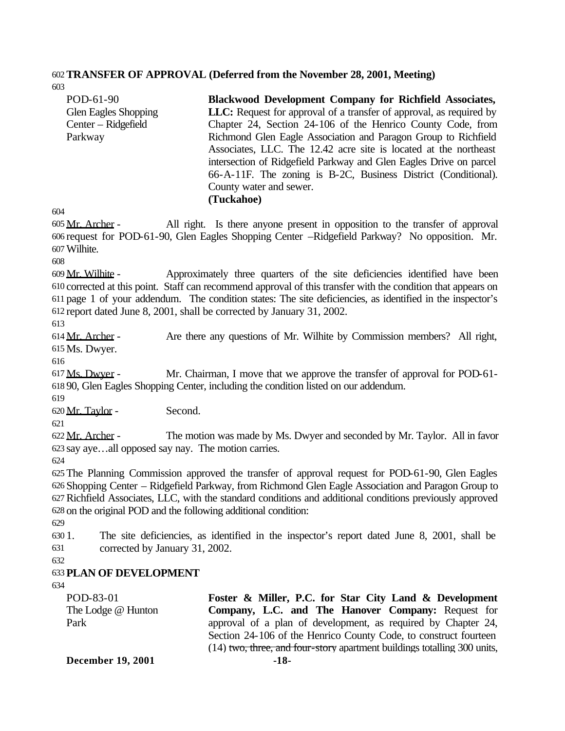**TRANSFER OF APPROVAL (Deferred from the November 28, 2001, Meeting)**

| | |
|---|---|
| POD-61-90<br>Glen Eagles Shopping Center – Ridgefield Parkway | **Blackwood Development Company for Richfield Associates, LLC:** Request for approval of a transfer of approval, as required by Chapter 24, Section 24-106 of the Henrico County Code, from Richmond Glen Eagle Association and Paragon Group to Richfield Associates, LLC. The 12.42 acre site is located at the northeast intersection of Ridgefield Parkway and Glen Eagles Drive on parcel 66-A-11F. The zoning is B-2C, Business District (Conditional). County water and sewer.<br>**(Tuckahoe)** |

Mr. Archer - All right. Is there anyone present in opposition to the transfer of approval request for POD-61-90, Glen Eagles Shopping Center –Ridgefield Parkway? No opposition. Mr. Wilhite.

Mr. Wilhite - Approximately three quarters of the site deficiencies identified have been corrected at this point. Staff can recommend approval of this transfer with the condition that appears on page 1 of your addendum. The condition states: The site deficiencies, as identified in the inspector's report dated June 8, 2001, shall be corrected by January 31, 2002.

Mr. Archer - Are there any questions of Mr. Wilhite by Commission members? All right, Ms. Dwyer.

Ms. Dwyer - Mr. Chairman, I move that we approve the transfer of approval for POD-61-90, Glen Eagles Shopping Center, including the condition listed on our addendum.

Mr. Taylor - Second.

Mr. Archer - The motion was made by Ms. Dwyer and seconded by Mr. Taylor. All in favor say aye…all opposed say nay. The motion carries.

The Planning Commission approved the transfer of approval request for POD-61-90, Glen Eagles Shopping Center – Ridgefield Parkway, from Richmond Glen Eagle Association and Paragon Group to Richfield Associates, LLC, with the standard conditions and additional conditions previously approved on the original POD and the following additional condition:

1. The site deficiencies, as identified in the inspector's report dated June 8, 2001, shall be corrected by January 31, 2002.

**PLAN OF DEVELOPMENT**

| | |
|---|---|
| POD-83-01<br>The Lodge @ Hunton Park | **Foster & Miller, P.C. for Star City Land & Development Company, L.C. and The Hanover Company:** Request for approval of a plan of development, as required by Chapter 24, Section 24-106 of the Henrico County Code, to construct fourteen (14) ~~two, three, and four-story~~ apartment buildings totalling 300 units, |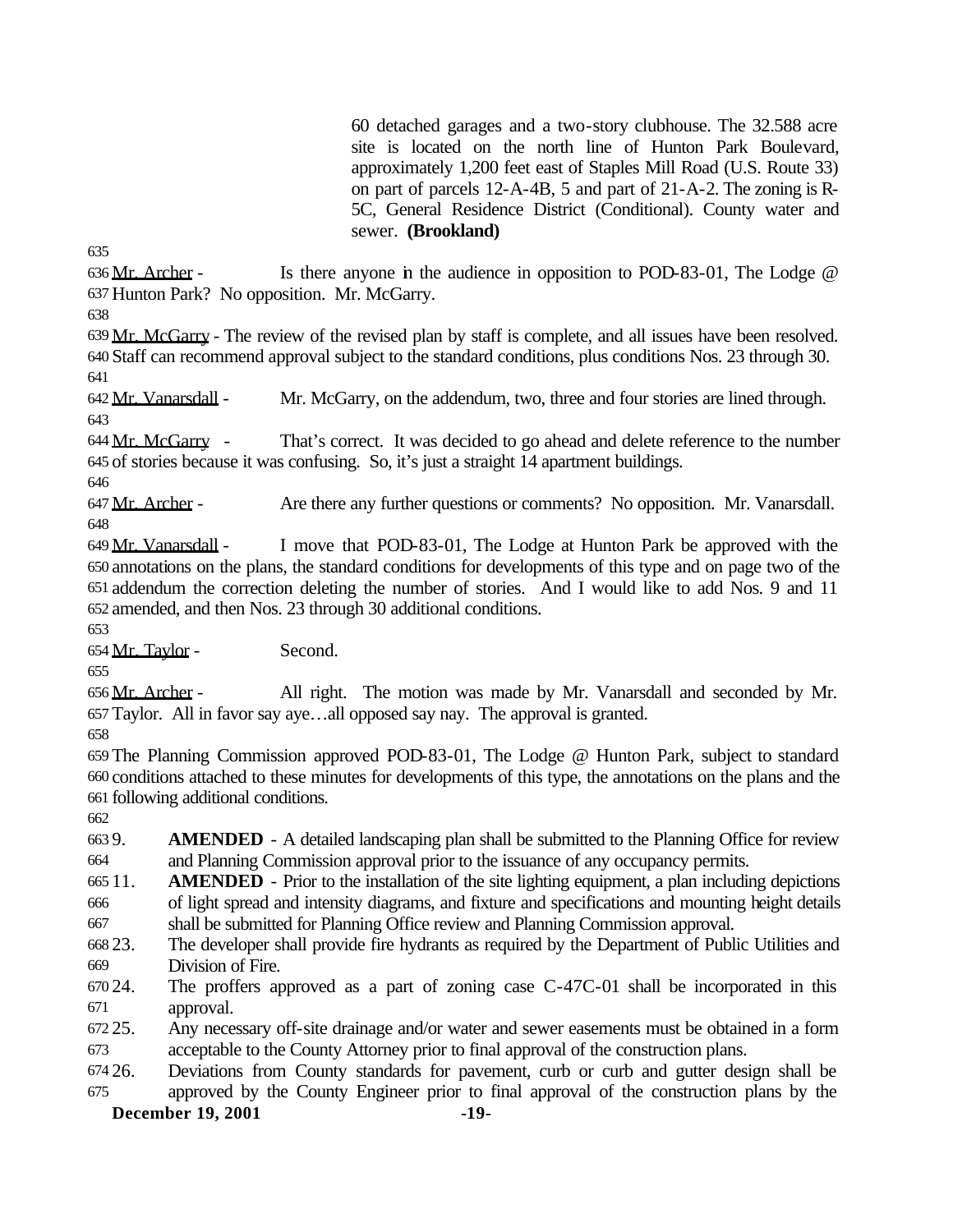60 detached garages and a two-story clubhouse. The 32.588 acre site is located on the north line of Hunton Park Boulevard, approximately 1,200 feet east of Staples Mill Road (U.S. Route 33) on part of parcels 12-A-4B, 5 and part of 21-A-2. The zoning is R-5C, General Residence District (Conditional). County water and sewer. **(Brookland)**

Mr. Archer - Is there anyone in the audience in opposition to POD-83-01, The Lodge @ Hunton Park? No opposition. Mr. McGarry.

Mr. McGarry - The review of the revised plan by staff is complete, and all issues have been resolved. Staff can recommend approval subject to the standard conditions, plus conditions Nos. 23 through 30.

Mr. Vanarsdall - Mr. McGarry, on the addendum, two, three and four stories are lined through.

Mr. McGarry - That's correct. It was decided to go ahead and delete reference to the number of stories because it was confusing. So, it's just a straight 14 apartment buildings.

Mr. Archer - Are there any further questions or comments? No opposition. Mr. Vanarsdall.

Mr. Vanarsdall - I move that POD-83-01, The Lodge at Hunton Park be approved with the annotations on the plans, the standard conditions for developments of this type and on page two of the addendum the correction deleting the number of stories. And I would like to add Nos. 9 and 11 amended, and then Nos. 23 through 30 additional conditions.

Mr. Taylor - Second.

Mr. Archer - All right. The motion was made by Mr. Vanarsdall and seconded by Mr. Taylor. All in favor say aye…all opposed say nay. The approval is granted.

The Planning Commission approved POD-83-01, The Lodge @ Hunton Park, subject to standard conditions attached to these minutes for developments of this type, the annotations on the plans and the following additional conditions.

9. **AMENDED** - A detailed landscaping plan shall be submitted to the Planning Office for review and Planning Commission approval prior to the issuance of any occupancy permits.
11. **AMENDED** - Prior to the installation of the site lighting equipment, a plan including depictions of light spread and intensity diagrams, and fixture and specifications and mounting height details shall be submitted for Planning Office review and Planning Commission approval.
23. The developer shall provide fire hydrants as required by the Department of Public Utilities and Division of Fire.
24. The proffers approved as a part of zoning case C-47C-01 shall be incorporated in this approval.
25. Any necessary off-site drainage and/or water and sewer easements must be obtained in a form acceptable to the County Attorney prior to final approval of the construction plans.
26. Deviations from County standards for pavement, curb or curb and gutter design shall be approved by the County Engineer prior to final approval of the construction plans by the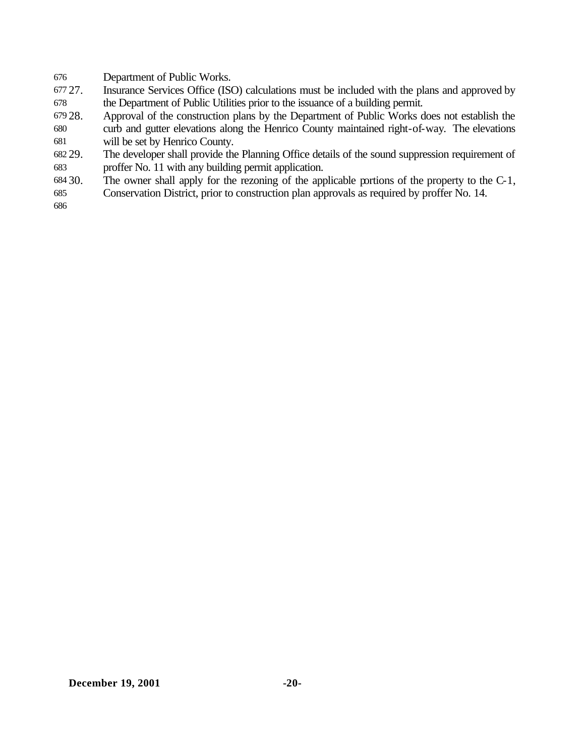Department of Public Works.

27. Insurance Services Office (ISO) calculations must be included with the plans and approved by the Department of Public Utilities prior to the issuance of a building permit.
28. Approval of the construction plans by the Department of Public Works does not establish the curb and gutter elevations along the Henrico County maintained right-of-way. The elevations will be set by Henrico County.
29. The developer shall provide the Planning Office details of the sound suppression requirement of proffer No. 11 with any building permit application.
30. The owner shall apply for the rezoning of the applicable portions of the property to the C-1, Conservation District, prior to construction plan approvals as required by proffer No. 14.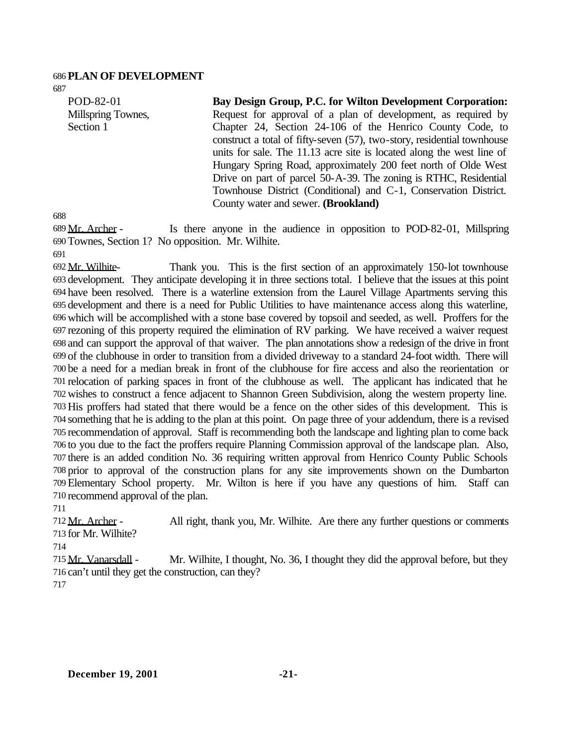**PLAN OF DEVELOPMENT**

POD-82-01
Millspring Townes,
Section 1

**Bay Design Group, P.C. for Wilton Development Corporation:** Request for approval of a plan of development, as required by Chapter 24, Section 24-106 of the Henrico County Code, to construct a total of fifty-seven (57), two-story, residential townhouse units for sale. The 11.13 acre site is located along the west line of Hungary Spring Road, approximately 200 feet north of Olde West Drive on part of parcel 50-A-39. The zoning is RTHC, Residential Townhouse District (Conditional) and C-1, Conservation District. County water and sewer. **(Brookland)**

Mr. Archer - Is there anyone in the audience in opposition to POD-82-01, Millspring Townes, Section 1? No opposition. Mr. Wilhite.

Mr. Wilhite- Thank you. This is the first section of an approximately 150-lot townhouse development. They anticipate developing it in three sections total. I believe that the issues at this point have been resolved. There is a waterline extension from the Laurel Village Apartments serving this development and there is a need for Public Utilities to have maintenance access along this waterline, which will be accomplished with a stone base covered by topsoil and seeded, as well. Proffers for the rezoning of this property required the elimination of RV parking. We have received a waiver request and can support the approval of that waiver. The plan annotations show a redesign of the drive in front of the clubhouse in order to transition from a divided driveway to a standard 24-foot width. There will be a need for a median break in front of the clubhouse for fire access and also the reorientation or relocation of parking spaces in front of the clubhouse as well. The applicant has indicated that he wishes to construct a fence adjacent to Shannon Green Subdivision, along the western property line. His proffers had stated that there would be a fence on the other sides of this development. This is something that he is adding to the plan at this point. On page three of your addendum, there is a revised recommendation of approval. Staff is recommending both the landscape and lighting plan to come back to you due to the fact the proffers require Planning Commission approval of the landscape plan. Also, there is an added condition No. 36 requiring written approval from Henrico County Public Schools prior to approval of the construction plans for any site improvements shown on the Dumbarton Elementary School property. Mr. Wilton is here if you have any questions of him. Staff can recommend approval of the plan.

Mr. Archer - All right, thank you, Mr. Wilhite. Are there any further questions or comments for Mr. Wilhite?

Mr. Vanarsdall - Mr. Wilhite, I thought, No. 36, I thought they did the approval before, but they can't until they get the construction, can they?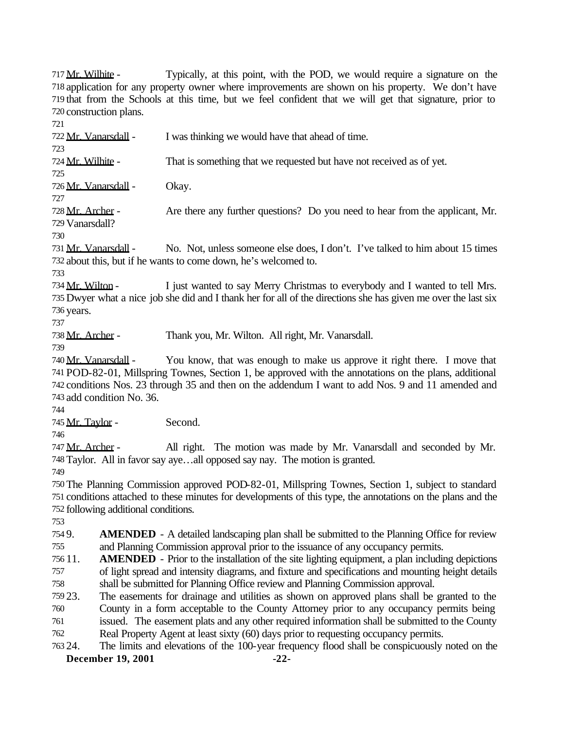Mr. Wilhite - Typically, at this point, with the POD, we would require a signature on the application for any property owner where improvements are shown on his property. We don't have that from the Schools at this time, but we feel confident that we will get that signature, prior to construction plans.

Mr. Vanarsdall - I was thinking we would have that ahead of time.

Mr. Wilhite - That is something that we requested but have not received as of yet.

Mr. Vanarsdall - Okay.

Mr. Archer - Are there any further questions? Do you need to hear from the applicant, Mr. Vanarsdall?

Mr. Vanarsdall - No. Not, unless someone else does, I don't. I've talked to him about 15 times about this, but if he wants to come down, he's welcomed to.

Mr. Wilton - I just wanted to say Merry Christmas to everybody and I wanted to tell Mrs. Dwyer what a nice job she did and I thank her for all of the directions she has given me over the last six years.

Mr. Archer - Thank you, Mr. Wilton. All right, Mr. Vanarsdall.

Mr. Vanarsdall - You know, that was enough to make us approve it right there. I move that POD-82-01, Millspring Townes, Section 1, be approved with the annotations on the plans, additional conditions Nos. 23 through 35 and then on the addendum I want to add Nos. 9 and 11 amended and add condition No. 36.

Mr. Taylor - Second.

Mr. Archer - All right. The motion was made by Mr. Vanarsdall and seconded by Mr. Taylor. All in favor say aye…all opposed say nay. The motion is granted.

The Planning Commission approved POD-82-01, Millspring Townes, Section 1, subject to standard conditions attached to these minutes for developments of this type, the annotations on the plans and the following additional conditions.

9. **AMENDED** - A detailed landscaping plan shall be submitted to the Planning Office for review and Planning Commission approval prior to the issuance of any occupancy permits.
11. **AMENDED** - Prior to the installation of the site lighting equipment, a plan including depictions of light spread and intensity diagrams, and fixture and specifications and mounting height details shall be submitted for Planning Office review and Planning Commission approval.
23. The easements for drainage and utilities as shown on approved plans shall be granted to the County in a form acceptable to the County Attorney prior to any occupancy permits being issued. The easement plats and any other required information shall be submitted to the County Real Property Agent at least sixty (60) days prior to requesting occupancy permits.
24. The limits and elevations of the 100-year frequency flood shall be conspicuously noted on the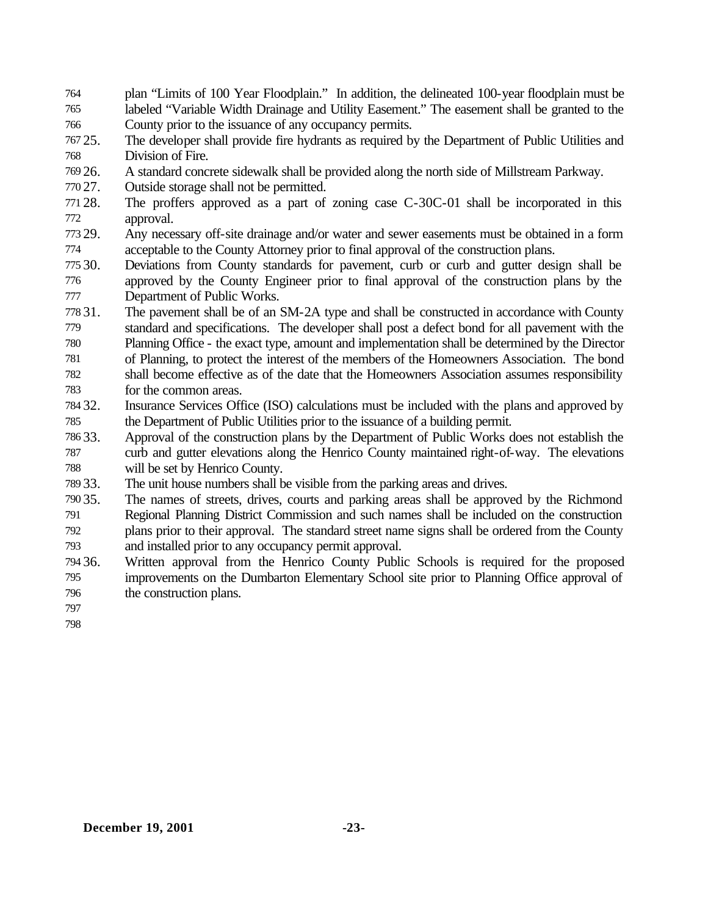plan "Limits of 100 Year Floodplain." In addition, the delineated 100-year floodplain must be labeled "Variable Width Drainage and Utility Easement." The easement shall be granted to the County prior to the issuance of any occupancy permits.

25. The developer shall provide fire hydrants as required by the Department of Public Utilities and Division of Fire.
26. A standard concrete sidewalk shall be provided along the north side of Millstream Parkway.
27. Outside storage shall not be permitted.
28. The proffers approved as a part of zoning case C-30C-01 shall be incorporated in this approval.
29. Any necessary off-site drainage and/or water and sewer easements must be obtained in a form acceptable to the County Attorney prior to final approval of the construction plans.
30. Deviations from County standards for pavement, curb or curb and gutter design shall be approved by the County Engineer prior to final approval of the construction plans by the Department of Public Works.
31. The pavement shall be of an SM-2A type and shall be constructed in accordance with County standard and specifications. The developer shall post a defect bond for all pavement with the Planning Office - the exact type, amount and implementation shall be determined by the Director of Planning, to protect the interest of the members of the Homeowners Association. The bond shall become effective as of the date that the Homeowners Association assumes responsibility for the common areas.
32. Insurance Services Office (ISO) calculations must be included with the plans and approved by the Department of Public Utilities prior to the issuance of a building permit.
33. Approval of the construction plans by the Department of Public Works does not establish the curb and gutter elevations along the Henrico County maintained right-of-way. The elevations will be set by Henrico County.

33. The unit house numbers shall be visible from the parking areas and drives.

35. The names of streets, drives, courts and parking areas shall be approved by the Richmond Regional Planning District Commission and such names shall be included on the construction plans prior to their approval. The standard street name signs shall be ordered from the County and installed prior to any occupancy permit approval.
36. Written approval from the Henrico County Public Schools is required for the proposed improvements on the Dumbarton Elementary School site prior to Planning Office approval of the construction plans.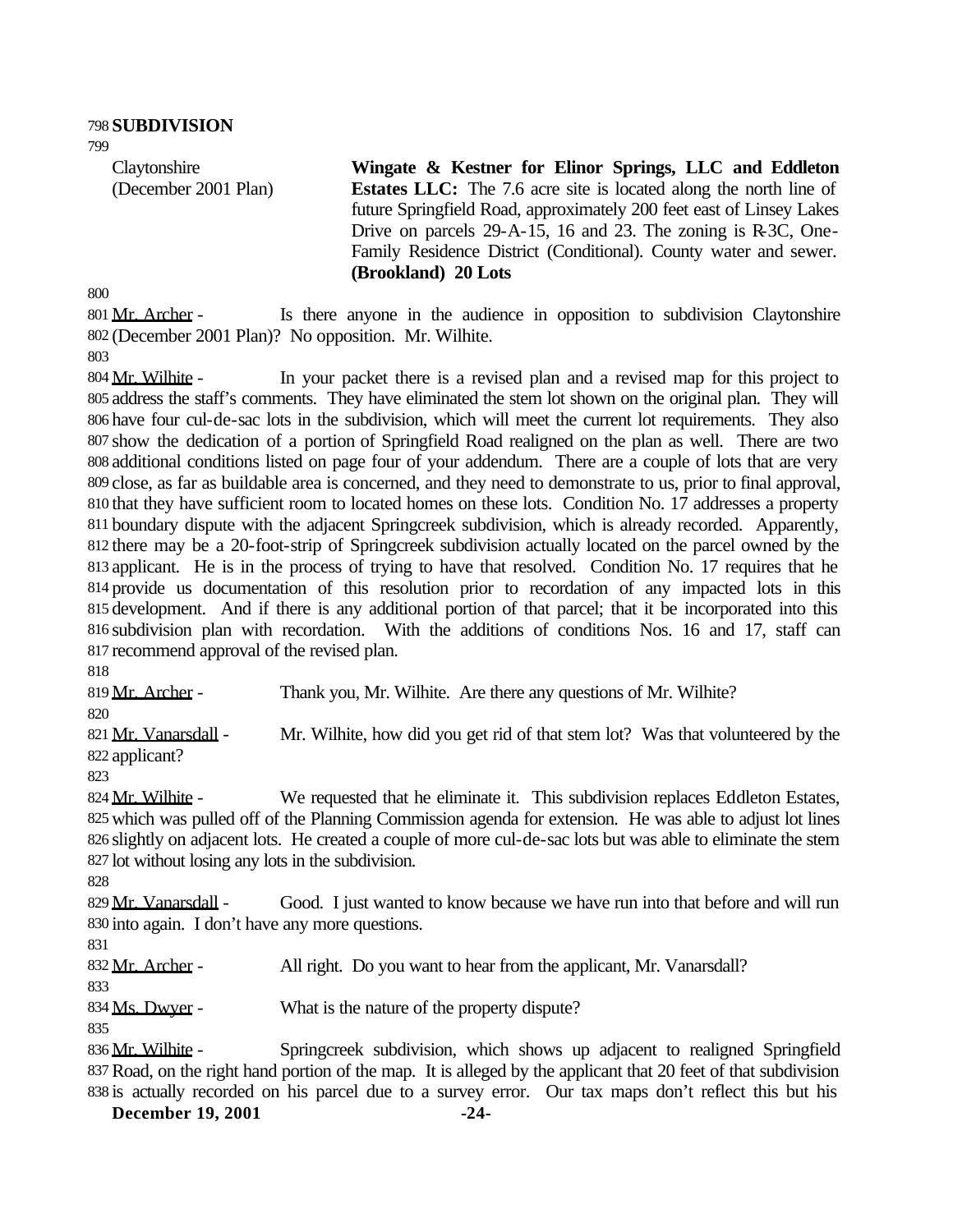**SUBDIVISION**

Claytonshire (December 2001 Plan)

**Wingate & Kestner for Elinor Springs, LLC and Eddleton Estates LLC:** The 7.6 acre site is located along the north line of future Springfield Road, approximately 200 feet east of Linsey Lakes Drive on parcels 29-A-15, 16 and 23. The zoning is R-3C, One-Family Residence District (Conditional). County water and sewer. **(Brookland) 20 Lots**

Mr. Archer - Is there anyone in the audience in opposition to subdivision Claytonshire (December 2001 Plan)? No opposition. Mr. Wilhite.

Mr. Wilhite - In your packet there is a revised plan and a revised map for this project to address the staff's comments. They have eliminated the stem lot shown on the original plan. They will have four cul-de-sac lots in the subdivision, which will meet the current lot requirements. They also show the dedication of a portion of Springfield Road realigned on the plan as well. There are two additional conditions listed on page four of your addendum. There are a couple of lots that are very close, as far as buildable area is concerned, and they need to demonstrate to us, prior to final approval, that they have sufficient room to located homes on these lots. Condition No. 17 addresses a property boundary dispute with the adjacent Springcreek subdivision, which is already recorded. Apparently, there may be a 20-foot-strip of Springcreek subdivision actually located on the parcel owned by the applicant. He is in the process of trying to have that resolved. Condition No. 17 requires that he provide us documentation of this resolution prior to recordation of any impacted lots in this development. And if there is any additional portion of that parcel; that it be incorporated into this subdivision plan with recordation. With the additions of conditions Nos. 16 and 17, staff can recommend approval of the revised plan.

Mr. Archer - Thank you, Mr. Wilhite. Are there any questions of Mr. Wilhite?

Mr. Vanarsdall - Mr. Wilhite, how did you get rid of that stem lot? Was that volunteered by the applicant?

Mr. Wilhite - We requested that he eliminate it. This subdivision replaces Eddleton Estates, which was pulled off of the Planning Commission agenda for extension. He was able to adjust lot lines slightly on adjacent lots. He created a couple of more cul-de-sac lots but was able to eliminate the stem lot without losing any lots in the subdivision.

Mr. Vanarsdall - Good. I just wanted to know because we have run into that before and will run into again. I don't have any more questions.

Mr. Archer - All right. Do you want to hear from the applicant, Mr. Vanarsdall?

Ms. Dwyer - What is the nature of the property dispute?

Mr. Wilhite - Springcreek subdivision, which shows up adjacent to realigned Springfield Road, on the right hand portion of the map. It is alleged by the applicant that 20 feet of that subdivision is actually recorded on his parcel due to a survey error. Our tax maps don't reflect this but his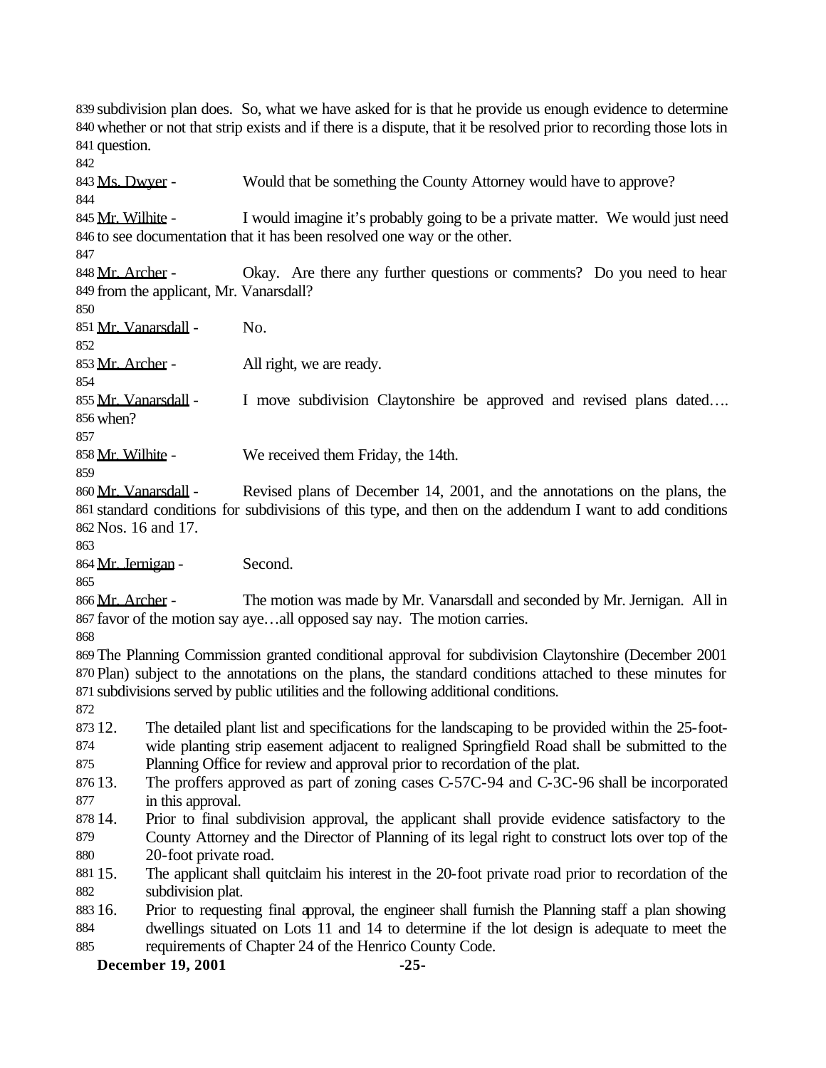subdivision plan does. So, what we have asked for is that he provide us enough evidence to determine whether or not that strip exists and if there is a dispute, that it be resolved prior to recording those lots in question.

Ms. Dwyer - Would that be something the County Attorney would have to approve?

Mr. Wilhite - I would imagine it's probably going to be a private matter. We would just need to see documentation that it has been resolved one way or the other.

Mr. Archer - Okay. Are there any further questions or comments? Do you need to hear from the applicant, Mr. Vanarsdall?

Mr. Vanarsdall - No.

Mr. Archer - All right, we are ready.

Mr. Vanarsdall - I move subdivision Claytonshire be approved and revised plans dated…. when?

Mr. Wilhite - We received them Friday, the 14th.

Mr. Vanarsdall - Revised plans of December 14, 2001, and the annotations on the plans, the standard conditions for subdivisions of this type, and then on the addendum I want to add conditions Nos. 16 and 17.

Mr. Jernigan - Second.

Mr. Archer - The motion was made by Mr. Vanarsdall and seconded by Mr. Jernigan. All in favor of the motion say aye…all opposed say nay. The motion carries.

The Planning Commission granted conditional approval for subdivision Claytonshire (December 2001 Plan) subject to the annotations on the plans, the standard conditions attached to these minutes for subdivisions served by public utilities and the following additional conditions.

12. The detailed plant list and specifications for the landscaping to be provided within the 25-foot-wide planting strip easement adjacent to realigned Springfield Road shall be submitted to the Planning Office for review and approval prior to recordation of the plat.
13. The proffers approved as part of zoning cases C-57C-94 and C-3C-96 shall be incorporated in this approval.
14. Prior to final subdivision approval, the applicant shall provide evidence satisfactory to the County Attorney and the Director of Planning of its legal right to construct lots over top of the 20-foot private road.
15. The applicant shall quitclaim his interest in the 20-foot private road prior to recordation of the subdivision plat.
16. Prior to requesting final approval, the engineer shall furnish the Planning staff a plan showing dwellings situated on Lots 11 and 14 to determine if the lot design is adequate to meet the requirements of Chapter 24 of the Henrico County Code.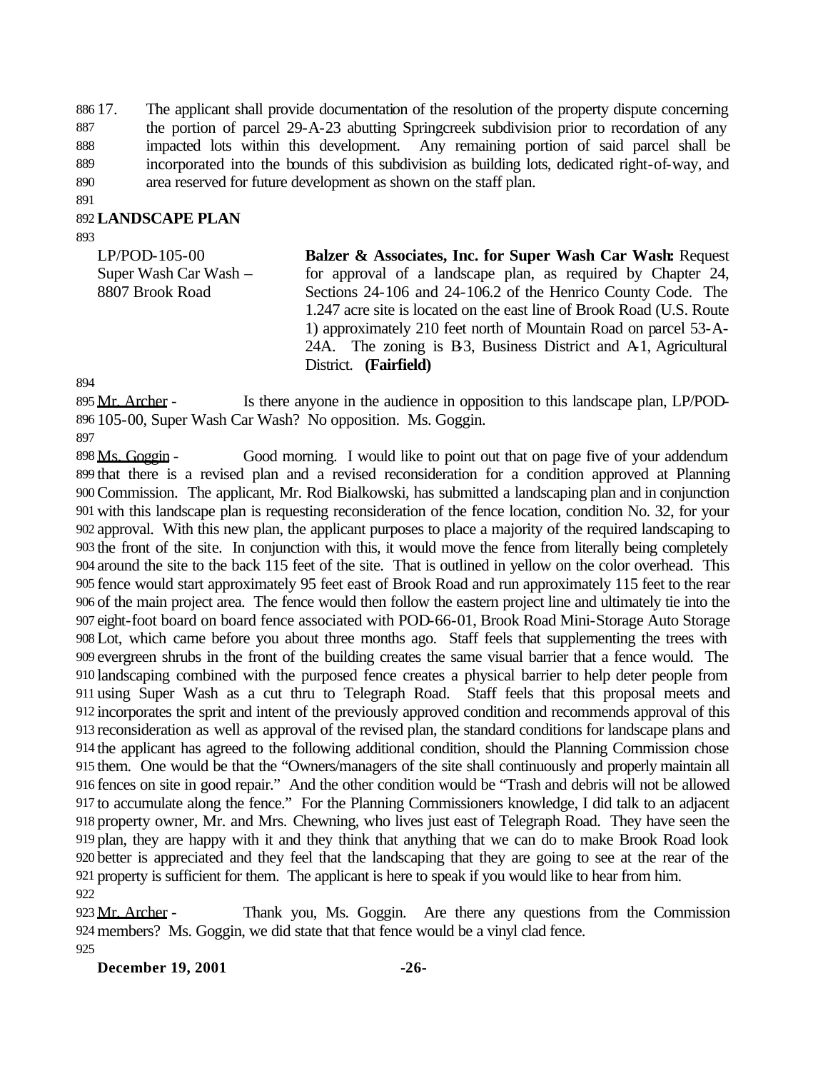17. The applicant shall provide documentation of the resolution of the property dispute concerning the portion of parcel 29-A-23 abutting Springcreek subdivision prior to recordation of any impacted lots within this development. Any remaining portion of said parcel shall be incorporated into the bounds of this subdivision as building lots, dedicated right-of-way, and area reserved for future development as shown on the staff plan.

## LANDSCAPE PLAN

| | |
|---|---|
| LP/POD-105-00<br>Super Wash Car Wash –<br>8807 Brook Road | **Balzer & Associates, Inc. for Super Wash Car Wash:** Request for approval of a landscape plan, as required by Chapter 24, Sections 24-106 and 24-106.2 of the Henrico County Code. The 1.247 acre site is located on the east line of Brook Road (U.S. Route 1) approximately 210 feet north of Mountain Road on parcel 53-A-24A. The zoning is B-3, Business District and A-1, Agricultural District. **(Fairfield)** |

Mr. Archer - Is there anyone in the audience in opposition to this landscape plan, LP/POD-105-00, Super Wash Car Wash? No opposition. Ms. Goggin.

Ms. Goggin - Good morning. I would like to point out that on page five of your addendum that there is a revised plan and a revised reconsideration for a condition approved at Planning Commission. The applicant, Mr. Rod Bialkowski, has submitted a landscaping plan and in conjunction with this landscape plan is requesting reconsideration of the fence location, condition No. 32, for your approval. With this new plan, the applicant purposes to place a majority of the required landscaping to the front of the site. In conjunction with this, it would move the fence from literally being completely around the site to the back 115 feet of the site. That is outlined in yellow on the color overhead. This fence would start approximately 95 feet east of Brook Road and run approximately 115 feet to the rear of the main project area. The fence would then follow the eastern project line and ultimately tie into the eight-foot board on board fence associated with POD-66-01, Brook Road Mini-Storage Auto Storage Lot, which came before you about three months ago. Staff feels that supplementing the trees with evergreen shrubs in the front of the building creates the same visual barrier that a fence would. The landscaping combined with the purposed fence creates a physical barrier to help deter people from using Super Wash as a cut thru to Telegraph Road. Staff feels that this proposal meets and incorporates the sprit and intent of the previously approved condition and recommends approval of this reconsideration as well as approval of the revised plan, the standard conditions for landscape plans and the applicant has agreed to the following additional condition, should the Planning Commission chose them. One would be that the "Owners/managers of the site shall continuously and properly maintain all fences on site in good repair." And the other condition would be "Trash and debris will not be allowed to accumulate along the fence." For the Planning Commissioners knowledge, I did talk to an adjacent property owner, Mr. and Mrs. Chewning, who lives just east of Telegraph Road. They have seen the plan, they are happy with it and they think that anything that we can do to make Brook Road look better is appreciated and they feel that the landscaping that they are going to see at the rear of the property is sufficient for them. The applicant is here to speak if you would like to hear from him.

Mr. Archer - Thank you, Ms. Goggin. Are there any questions from the Commission members? Ms. Goggin, we did state that that fence would be a vinyl clad fence.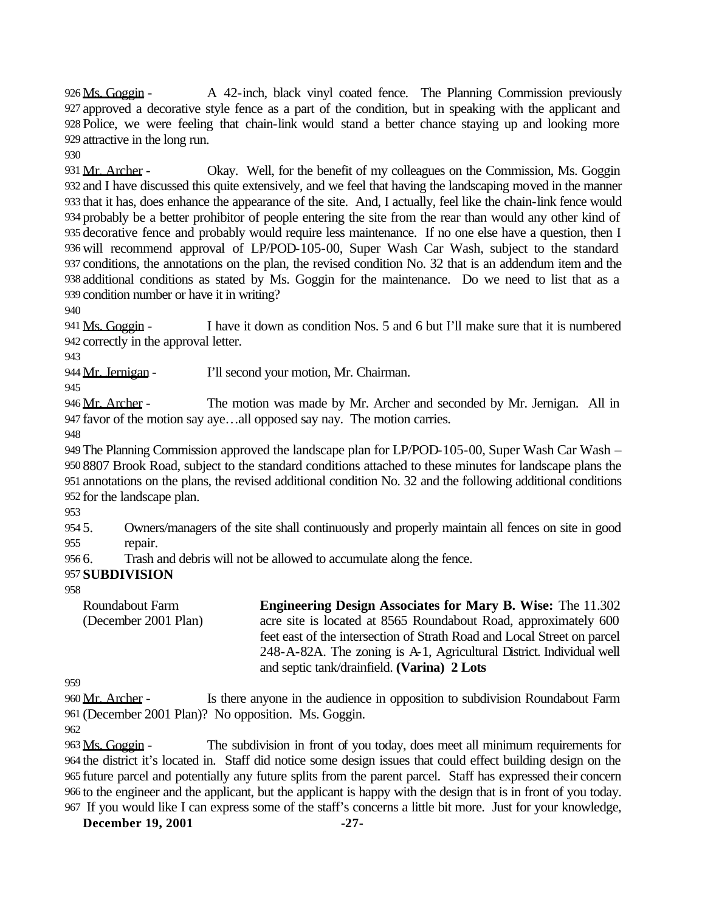Ms. Goggin - A 42-inch, black vinyl coated fence. The Planning Commission previously approved a decorative style fence as a part of the condition, but in speaking with the applicant and Police, we were feeling that chain-link would stand a better chance staying up and looking more attractive in the long run.

Mr. Archer - Okay. Well, for the benefit of my colleagues on the Commission, Ms. Goggin and I have discussed this quite extensively, and we feel that having the landscaping moved in the manner that it has, does enhance the appearance of the site. And, I actually, feel like the chain-link fence would probably be a better prohibitor of people entering the site from the rear than would any other kind of decorative fence and probably would require less maintenance. If no one else have a question, then I will recommend approval of LP/POD-105-00, Super Wash Car Wash, subject to the standard conditions, the annotations on the plan, the revised condition No. 32 that is an addendum item and the additional conditions as stated by Ms. Goggin for the maintenance. Do we need to list that as a condition number or have it in writing?

Ms. Goggin - I have it down as condition Nos. 5 and 6 but I'll make sure that it is numbered correctly in the approval letter.

Mr. Jernigan - I'll second your motion, Mr. Chairman.

Mr. Archer - The motion was made by Mr. Archer and seconded by Mr. Jernigan. All in favor of the motion say aye…all opposed say nay. The motion carries.

The Planning Commission approved the landscape plan for LP/POD-105-00, Super Wash Car Wash – 8807 Brook Road, subject to the standard conditions attached to these minutes for landscape plans the annotations on the plans, the revised additional condition No. 32 and the following additional conditions for the landscape plan.

5. Owners/managers of the site shall continuously and properly maintain all fences on site in good repair.
6. Trash and debris will not be allowed to accumulate along the fence.

**SUBDIVISION**

| | |
|---|---|
| Roundabout Farm (December 2001 Plan) | **Engineering Design Associates for Mary B. Wise:** The 11.302 acre site is located at 8565 Roundabout Road, approximately 600 feet east of the intersection of Strath Road and Local Street on parcel 248-A-82A. The zoning is A-1, Agricultural District. Individual well and septic tank/drainfield. **(Varina) 2 Lots** |

Mr. Archer - Is there anyone in the audience in opposition to subdivision Roundabout Farm (December 2001 Plan)? No opposition. Ms. Goggin.

Ms. Goggin - The subdivision in front of you today, does meet all minimum requirements for the district it's located in. Staff did notice some design issues that could effect building design on the future parcel and potentially any future splits from the parent parcel. Staff has expressed their concern to the engineer and the applicant, but the applicant is happy with the design that is in front of you today. If you would like I can express some of the staff's concerns a little bit more. Just for your knowledge,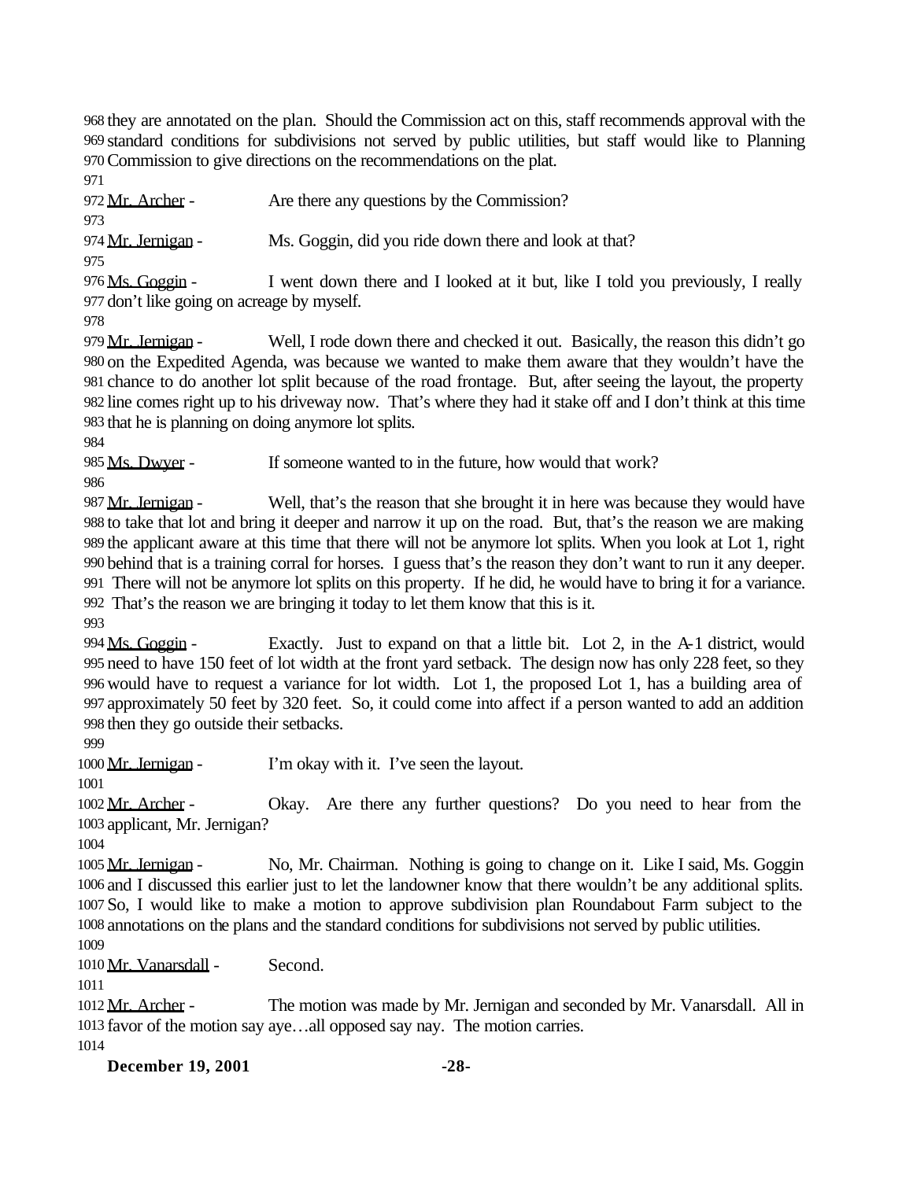they are annotated on the plan. Should the Commission act on this, staff recommends approval with the standard conditions for subdivisions not served by public utilities, but staff would like to Planning Commission to give directions on the recommendations on the plat.

Mr. Archer - Are there any questions by the Commission?

Mr. Jernigan - Ms. Goggin, did you ride down there and look at that?

Ms. Goggin - I went down there and I looked at it but, like I told you previously, I really don't like going on acreage by myself.

Mr. Jernigan - Well, I rode down there and checked it out. Basically, the reason this didn't go on the Expedited Agenda, was because we wanted to make them aware that they wouldn't have the chance to do another lot split because of the road frontage. But, after seeing the layout, the property line comes right up to his driveway now. That's where they had it stake off and I don't think at this time that he is planning on doing anymore lot splits.

Ms. Dwyer - If someone wanted to in the future, how would that work?

Mr. Jernigan - Well, that's the reason that she brought it in here was because they would have to take that lot and bring it deeper and narrow it up on the road. But, that's the reason we are making the applicant aware at this time that there will not be anymore lot splits. When you look at Lot 1, right behind that is a training corral for horses. I guess that's the reason they don't want to run it any deeper. There will not be anymore lot splits on this property. If he did, he would have to bring it for a variance. That's the reason we are bringing it today to let them know that this is it.

Ms. Goggin - Exactly. Just to expand on that a little bit. Lot 2, in the A-1 district, would need to have 150 feet of lot width at the front yard setback. The design now has only 228 feet, so they would have to request a variance for lot width. Lot 1, the proposed Lot 1, has a building area of approximately 50 feet by 320 feet. So, it could come into affect if a person wanted to add an addition then they go outside their setbacks.

Mr. Jernigan - I'm okay with it. I've seen the layout.

Mr. Archer - Okay. Are there any further questions? Do you need to hear from the applicant, Mr. Jernigan?

Mr. Jernigan - No, Mr. Chairman. Nothing is going to change on it. Like I said, Ms. Goggin and I discussed this earlier just to let the landowner know that there wouldn't be any additional splits. So, I would like to make a motion to approve subdivision plan Roundabout Farm subject to the annotations on the plans and the standard conditions for subdivisions not served by public utilities.

Mr. Vanarsdall - Second.

Mr. Archer - The motion was made by Mr. Jernigan and seconded by Mr. Vanarsdall. All in favor of the motion say aye…all opposed say nay. The motion carries.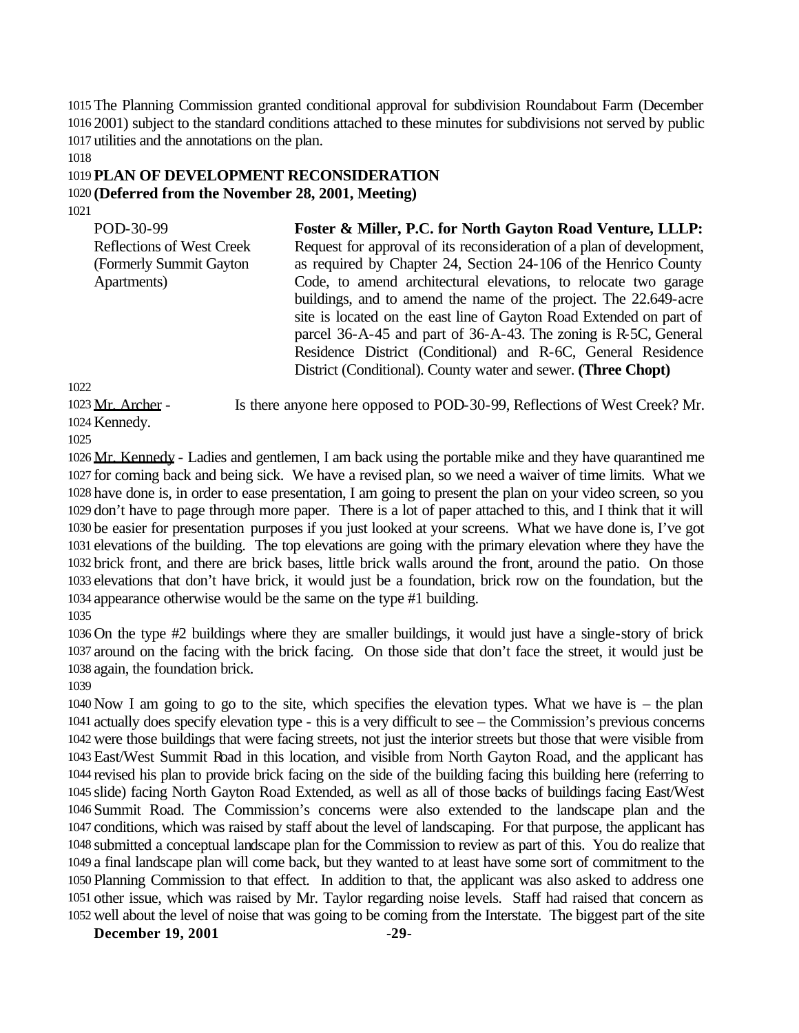The Planning Commission granted conditional approval for subdivision Roundabout Farm (December 2001) subject to the standard conditions attached to these minutes for subdivisions not served by public utilities and the annotations on the plan.

**PLAN OF DEVELOPMENT RECONSIDERATION**
**(Deferred from the November 28, 2001, Meeting)**

POD-30-99
Reflections of West Creek
(Formerly Summit Gayton Apartments)

**Foster & Miller, P.C. for North Gayton Road Venture, LLLP:** Request for approval of its reconsideration of a plan of development, as required by Chapter 24, Section 24-106 of the Henrico County Code, to amend architectural elevations, to relocate two garage buildings, and to amend the name of the project. The 22.649-acre site is located on the east line of Gayton Road Extended on part of parcel 36-A-45 and part of 36-A-43. The zoning is R-5C, General Residence District (Conditional) and R-6C, General Residence District (Conditional). County water and sewer. **(Three Chopt)**

Mr. Archer - Is there anyone here opposed to POD-30-99, Reflections of West Creek? Mr. Kennedy.

Mr. Kennedy - Ladies and gentlemen, I am back using the portable mike and they have quarantined me for coming back and being sick. We have a revised plan, so we need a waiver of time limits. What we have done is, in order to ease presentation, I am going to present the plan on your video screen, so you don't have to page through more paper. There is a lot of paper attached to this, and I think that it will be easier for presentation purposes if you just looked at your screens. What we have done is, I've got elevations of the building. The top elevations are going with the primary elevation where they have the brick front, and there are brick bases, little brick walls around the front, around the patio. On those elevations that don't have brick, it would just be a foundation, brick row on the foundation, but the appearance otherwise would be the same on the type #1 building.

On the type #2 buildings where they are smaller buildings, it would just have a single-story of brick around on the facing with the brick facing. On those side that don't face the street, it would just be again, the foundation brick.

Now I am going to go to the site, which specifies the elevation types. What we have is – the plan actually does specify elevation type - this is a very difficult to see – the Commission's previous concerns were those buildings that were facing streets, not just the interior streets but those that were visible from East/West Summit Road in this location, and visible from North Gayton Road, and the applicant has revised his plan to provide brick facing on the side of the building facing this building here (referring to slide) facing North Gayton Road Extended, as well as all of those backs of buildings facing East/West Summit Road. The Commission's concerns were also extended to the landscape plan and the conditions, which was raised by staff about the level of landscaping. For that purpose, the applicant has submitted a conceptual landscape plan for the Commission to review as part of this. You do realize that a final landscape plan will come back, but they wanted to at least have some sort of commitment to the Planning Commission to that effect. In addition to that, the applicant was also asked to address one other issue, which was raised by Mr. Taylor regarding noise levels. Staff had raised that concern as well about the level of noise that was going to be coming from the Interstate. The biggest part of the site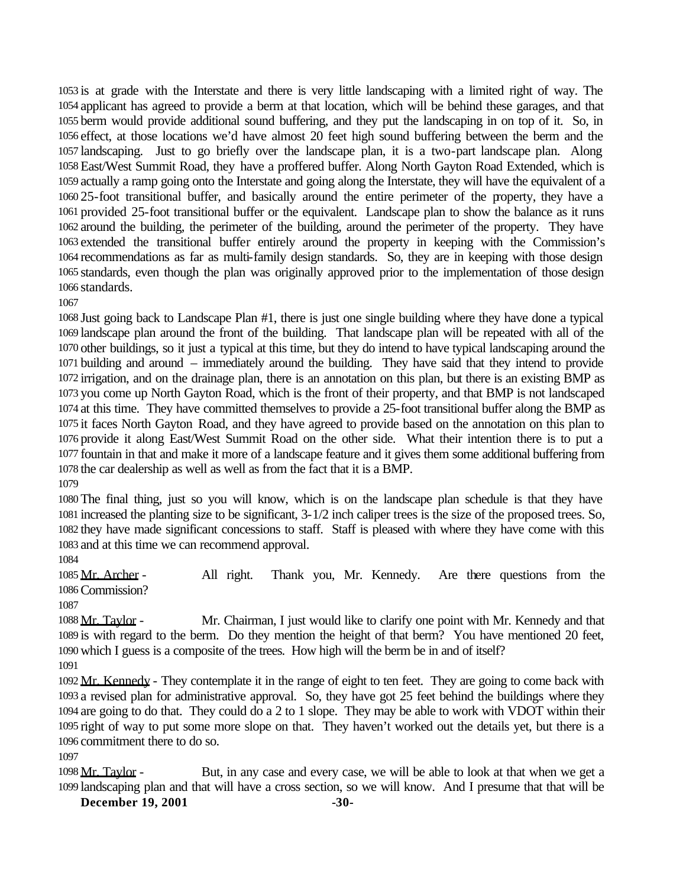is at grade with the Interstate and there is very little landscaping with a limited right of way. The applicant has agreed to provide a berm at that location, which will be behind these garages, and that berm would provide additional sound buffering, and they put the landscaping in on top of it. So, in effect, at those locations we'd have almost 20 feet high sound buffering between the berm and the landscaping. Just to go briefly over the landscape plan, it is a two-part landscape plan. Along East/West Summit Road, they have a proffered buffer. Along North Gayton Road Extended, which is actually a ramp going onto the Interstate and going along the Interstate, they will have the equivalent of a 25-foot transitional buffer, and basically around the entire perimeter of the property, they have a provided 25-foot transitional buffer or the equivalent. Landscape plan to show the balance as it runs around the building, the perimeter of the building, around the perimeter of the property. They have extended the transitional buffer entirely around the property in keeping with the Commission's recommendations as far as multi-family design standards. So, they are in keeping with those design standards, even though the plan was originally approved prior to the implementation of those design standards.

Just going back to Landscape Plan #1, there is just one single building where they have done a typical landscape plan around the front of the building. That landscape plan will be repeated with all of the other buildings, so it just a typical at this time, but they do intend to have typical landscaping around the building and around – immediately around the building. They have said that they intend to provide irrigation, and on the drainage plan, there is an annotation on this plan, but there is an existing BMP as you come up North Gayton Road, which is the front of their property, and that BMP is not landscaped at this time. They have committed themselves to provide a 25-foot transitional buffer along the BMP as it faces North Gayton Road, and they have agreed to provide based on the annotation on this plan to provide it along East/West Summit Road on the other side. What their intention there is to put a fountain in that and make it more of a landscape feature and it gives them some additional buffering from the car dealership as well as well as from the fact that it is a BMP.

The final thing, just so you will know, which is on the landscape plan schedule is that they have increased the planting size to be significant, 3-1/2 inch caliper trees is the size of the proposed trees. So, they have made significant concessions to staff. Staff is pleased with where they have come with this and at this time we can recommend approval.

Mr. Archer - All right. Thank you, Mr. Kennedy. Are there questions from the Commission?

Mr. Taylor - Mr. Chairman, I just would like to clarify one point with Mr. Kennedy and that is with regard to the berm. Do they mention the height of that berm? You have mentioned 20 feet, which I guess is a composite of the trees. How high will the berm be in and of itself?

Mr. Kennedy - They contemplate it in the range of eight to ten feet. They are going to come back with a revised plan for administrative approval. So, they have got 25 feet behind the buildings where they are going to do that. They could do a 2 to 1 slope. They may be able to work with VDOT within their right of way to put some more slope on that. They haven't worked out the details yet, but there is a commitment there to do so.

Mr. Taylor - But, in any case and every case, we will be able to look at that when we get a landscaping plan and that will have a cross section, so we will know. And I presume that that will be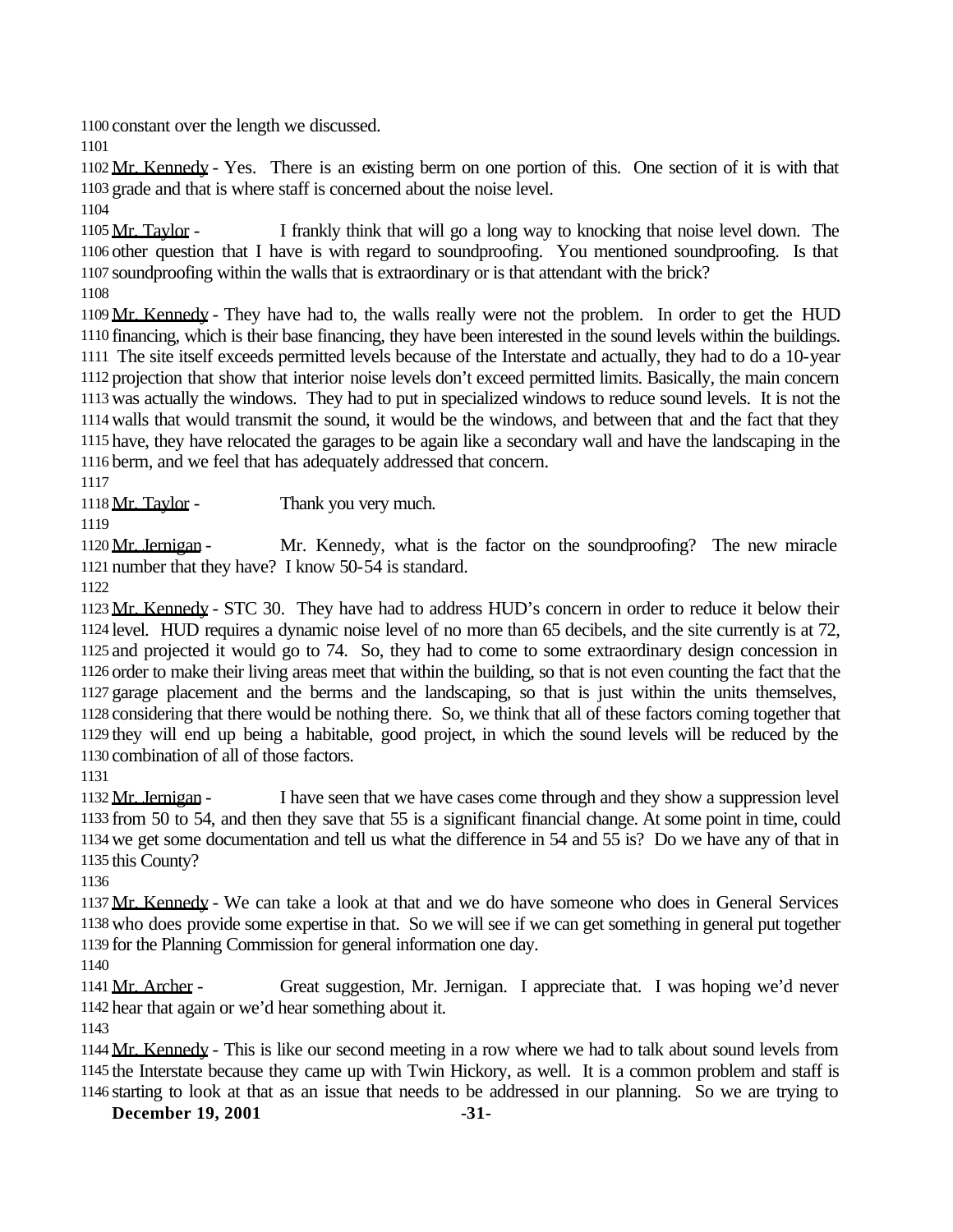constant over the length we discussed.

Mr. Kennedy - Yes. There is an existing berm on one portion of this. One section of it is with that grade and that is where staff is concerned about the noise level.

Mr. Taylor - I frankly think that will go a long way to knocking that noise level down. The other question that I have is with regard to soundproofing. You mentioned soundproofing. Is that soundproofing within the walls that is extraordinary or is that attendant with the brick?

Mr. Kennedy - They have had to, the walls really were not the problem. In order to get the HUD financing, which is their base financing, they have been interested in the sound levels within the buildings. The site itself exceeds permitted levels because of the Interstate and actually, they had to do a 10-year projection that show that interior noise levels don't exceed permitted limits. Basically, the main concern was actually the windows. They had to put in specialized windows to reduce sound levels. It is not the walls that would transmit the sound, it would be the windows, and between that and the fact that they have, they have relocated the garages to be again like a secondary wall and have the landscaping in the berm, and we feel that has adequately addressed that concern.

Mr. Taylor - Thank you very much.

Mr. Jernigan - Mr. Kennedy, what is the factor on the soundproofing? The new miracle number that they have? I know 50-54 is standard.

Mr. Kennedy - STC 30. They have had to address HUD's concern in order to reduce it below their level. HUD requires a dynamic noise level of no more than 65 decibels, and the site currently is at 72, and projected it would go to 74. So, they had to come to some extraordinary design concession in order to make their living areas meet that within the building, so that is not even counting the fact that the garage placement and the berms and the landscaping, so that is just within the units themselves, considering that there would be nothing there. So, we think that all of these factors coming together that they will end up being a habitable, good project, in which the sound levels will be reduced by the combination of all of those factors.

Mr. Jernigan - I have seen that we have cases come through and they show a suppression level from 50 to 54, and then they save that 55 is a significant financial change. At some point in time, could we get some documentation and tell us what the difference in 54 and 55 is? Do we have any of that in this County?

Mr. Kennedy - We can take a look at that and we do have someone who does in General Services who does provide some expertise in that. So we will see if we can get something in general put together for the Planning Commission for general information one day.

Mr. Archer - Great suggestion, Mr. Jernigan. I appreciate that. I was hoping we'd never hear that again or we'd hear something about it.

Mr. Kennedy - This is like our second meeting in a row where we had to talk about sound levels from the Interstate because they came up with Twin Hickory, as well. It is a common problem and staff is starting to look at that as an issue that needs to be addressed in our planning. So we are trying to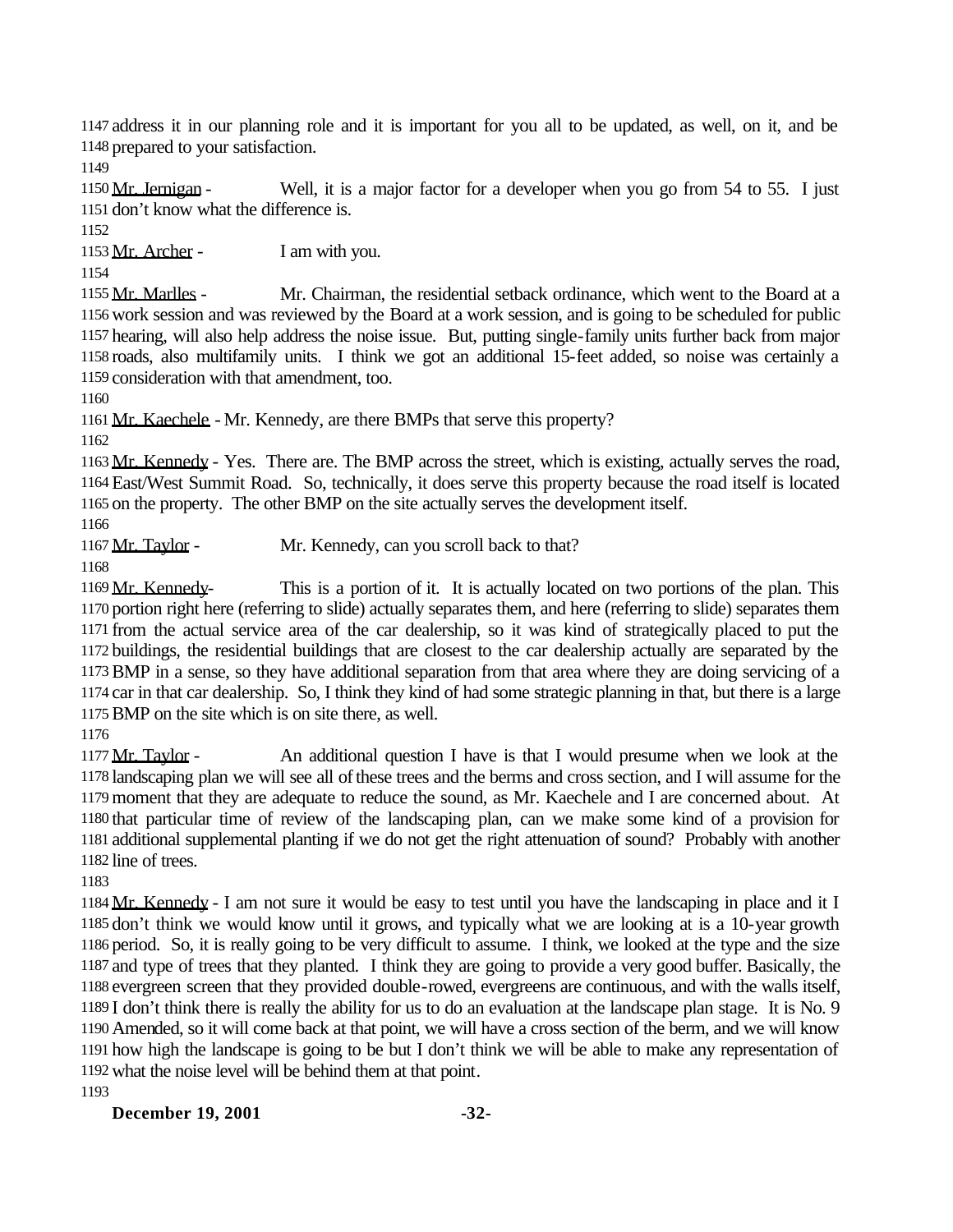address it in our planning role and it is important for you all to be updated, as well, on it, and be prepared to your satisfaction.

Mr. Jernigan - Well, it is a major factor for a developer when you go from 54 to 55. I just don't know what the difference is.

Mr. Archer - I am with you.

Mr. Marlles - Mr. Chairman, the residential setback ordinance, which went to the Board at a work session and was reviewed by the Board at a work session, and is going to be scheduled for public hearing, will also help address the noise issue. But, putting single-family units further back from major roads, also multifamily units. I think we got an additional 15-feet added, so noise was certainly a consideration with that amendment, too.

Mr. Kaechele - Mr. Kennedy, are there BMPs that serve this property?

Mr. Kennedy - Yes. There are. The BMP across the street, which is existing, actually serves the road, East/West Summit Road. So, technically, it does serve this property because the road itself is located on the property. The other BMP on the site actually serves the development itself.

Mr. Taylor - Mr. Kennedy, can you scroll back to that?

Mr. Kennedy- This is a portion of it. It is actually located on two portions of the plan. This portion right here (referring to slide) actually separates them, and here (referring to slide) separates them from the actual service area of the car dealership, so it was kind of strategically placed to put the buildings, the residential buildings that are closest to the car dealership actually are separated by the BMP in a sense, so they have additional separation from that area where they are doing servicing of a car in that car dealership. So, I think they kind of had some strategic planning in that, but there is a large BMP on the site which is on site there, as well.

Mr. Taylor - An additional question I have is that I would presume when we look at the landscaping plan we will see all of these trees and the berms and cross section, and I will assume for the moment that they are adequate to reduce the sound, as Mr. Kaechele and I are concerned about. At that particular time of review of the landscaping plan, can we make some kind of a provision for additional supplemental planting if we do not get the right attenuation of sound? Probably with another line of trees.

Mr. Kennedy - I am not sure it would be easy to test until you have the landscaping in place and it I don't think we would know until it grows, and typically what we are looking at is a 10-year growth period. So, it is really going to be very difficult to assume. I think, we looked at the type and the size and type of trees that they planted. I think they are going to provide a very good buffer. Basically, the evergreen screen that they provided double-rowed, evergreens are continuous, and with the walls itself, I don't think there is really the ability for us to do an evaluation at the landscape plan stage. It is No. 9 Amended, so it will come back at that point, we will have a cross section of the berm, and we will know how high the landscape is going to be but I don't think we will be able to make any representation of what the noise level will be behind them at that point.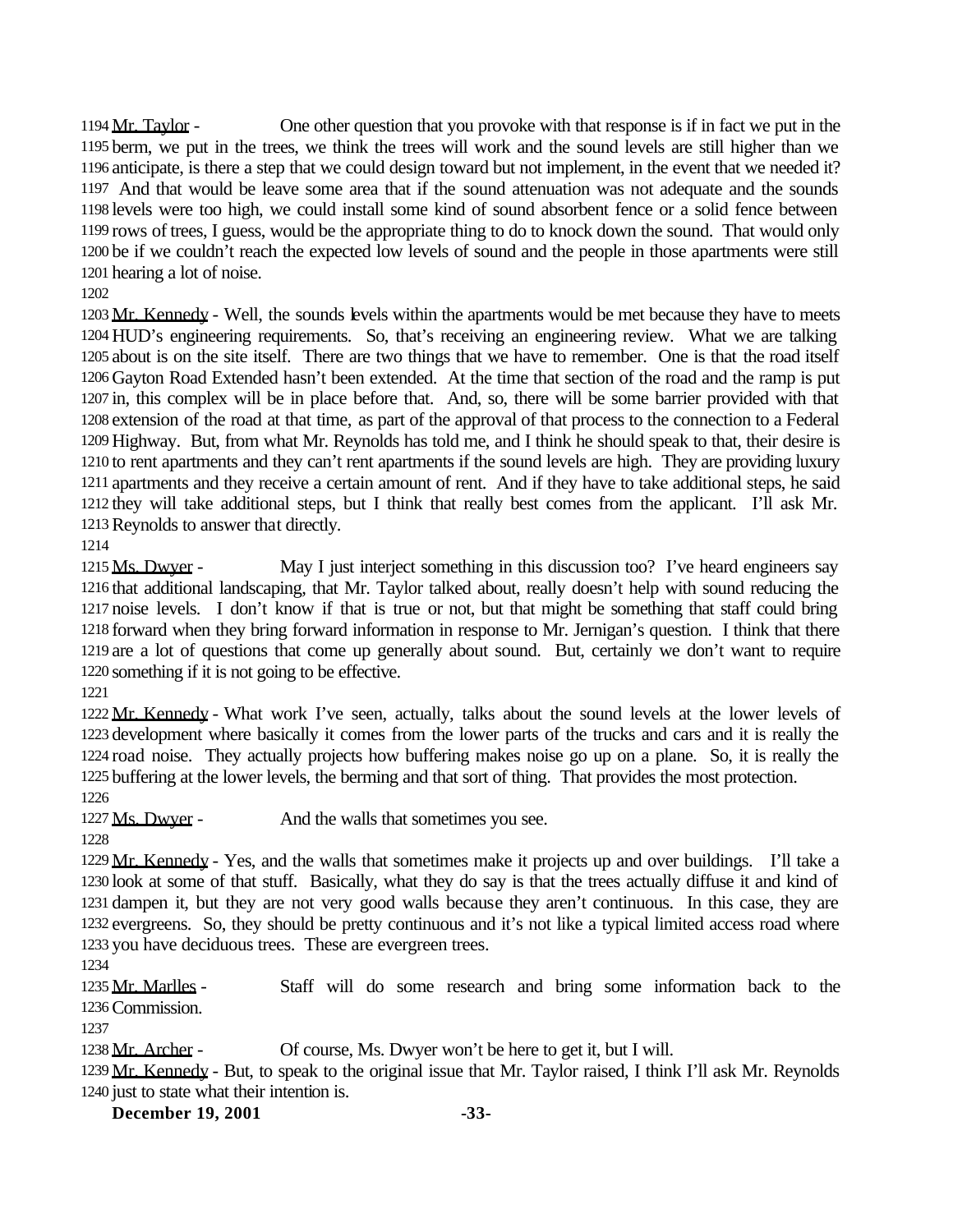Mr. Taylor - One other question that you provoke with that response is if in fact we put in the berm, we put in the trees, we think the trees will work and the sound levels are still higher than we anticipate, is there a step that we could design toward but not implement, in the event that we needed it? And that would be leave some area that if the sound attenuation was not adequate and the sounds levels were too high, we could install some kind of sound absorbent fence or a solid fence between rows of trees, I guess, would be the appropriate thing to do to knock down the sound. That would only be if we couldn't reach the expected low levels of sound and the people in those apartments were still hearing a lot of noise.

Mr. Kennedy - Well, the sounds levels within the apartments would be met because they have to meets HUD's engineering requirements. So, that's receiving an engineering review. What we are talking about is on the site itself. There are two things that we have to remember. One is that the road itself Gayton Road Extended hasn't been extended. At the time that section of the road and the ramp is put in, this complex will be in place before that. And, so, there will be some barrier provided with that extension of the road at that time, as part of the approval of that process to the connection to a Federal Highway. But, from what Mr. Reynolds has told me, and I think he should speak to that, their desire is to rent apartments and they can't rent apartments if the sound levels are high. They are providing luxury apartments and they receive a certain amount of rent. And if they have to take additional steps, he said they will take additional steps, but I think that really best comes from the applicant. I'll ask Mr. Reynolds to answer that directly.

Ms. Dwyer - May I just interject something in this discussion too? I've heard engineers say that additional landscaping, that Mr. Taylor talked about, really doesn't help with sound reducing the noise levels. I don't know if that is true or not, but that might be something that staff could bring forward when they bring forward information in response to Mr. Jernigan's question. I think that there are a lot of questions that come up generally about sound. But, certainly we don't want to require something if it is not going to be effective.

Mr. Kennedy - What work I've seen, actually, talks about the sound levels at the lower levels of development where basically it comes from the lower parts of the trucks and cars and it is really the road noise. They actually projects how buffering makes noise go up on a plane. So, it is really the buffering at the lower levels, the berming and that sort of thing. That provides the most protection.

Ms. Dwyer - And the walls that sometimes you see.

Mr. Kennedy - Yes, and the walls that sometimes make it projects up and over buildings. I'll take a look at some of that stuff. Basically, what they do say is that the trees actually diffuse it and kind of dampen it, but they are not very good walls because they aren't continuous. In this case, they are evergreens. So, they should be pretty continuous and it's not like a typical limited access road where you have deciduous trees. These are evergreen trees.

Mr. Marlles - Staff will do some research and bring some information back to the Commission.

Mr. Archer - Of course, Ms. Dwyer won't be here to get it, but I will.

Mr. Kennedy - But, to speak to the original issue that Mr. Taylor raised, I think I'll ask Mr. Reynolds just to state what their intention is.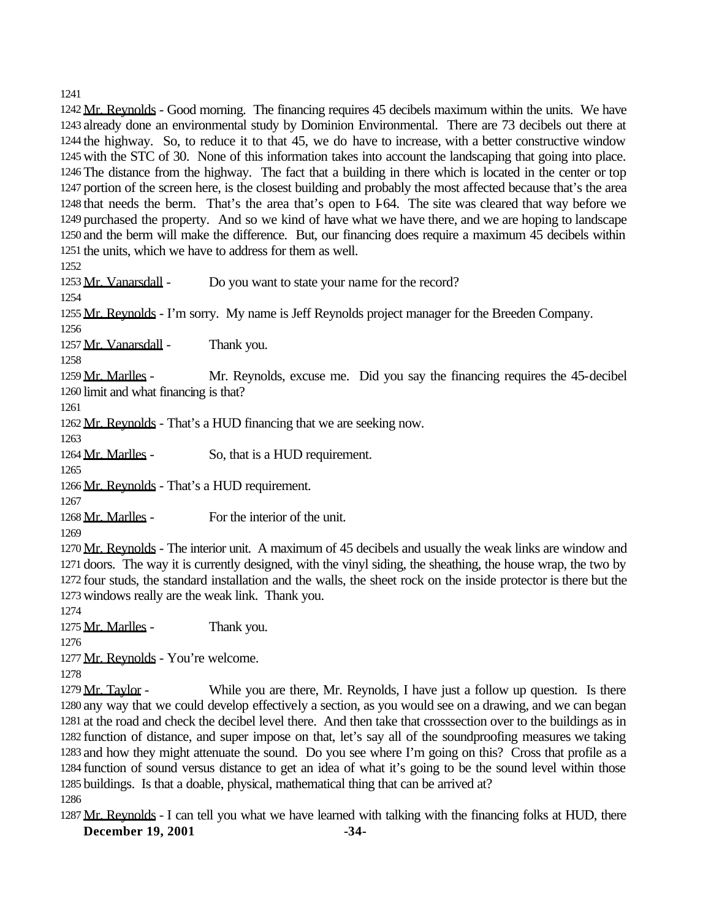Mr. Reynolds - Good morning. The financing requires 45 decibels maximum within the units. We have already done an environmental study by Dominion Environmental. There are 73 decibels out there at the highway. So, to reduce it to that 45, we do have to increase, with a better constructive window with the STC of 30. None of this information takes into account the landscaping that going into place. The distance from the highway. The fact that a building in there which is located in the center or top portion of the screen here, is the closest building and probably the most affected because that's the area that needs the berm. That's the area that's open to I-64. The site was cleared that way before we purchased the property. And so we kind of have what we have there, and we are hoping to landscape and the berm will make the difference. But, our financing does require a maximum 45 decibels within the units, which we have to address for them as well.

Mr. Vanarsdall - Do you want to state your name for the record?

Mr. Reynolds - I'm sorry. My name is Jeff Reynolds project manager for the Breeden Company.

Mr. Vanarsdall - Thank you.

Mr. Marlles - Mr. Reynolds, excuse me. Did you say the financing requires the 45-decibel limit and what financing is that?

Mr. Reynolds - That's a HUD financing that we are seeking now.

Mr. Marlles - So, that is a HUD requirement.

Mr. Reynolds - That's a HUD requirement.

Mr. Marlles - For the interior of the unit.

Mr. Reynolds - The interior unit. A maximum of 45 decibels and usually the weak links are window and doors. The way it is currently designed, with the vinyl siding, the sheathing, the house wrap, the two by four studs, the standard installation and the walls, the sheet rock on the inside protector is there but the windows really are the weak link. Thank you.

Mr. Marlles - Thank you.

Mr. Reynolds - You're welcome.

Mr. Taylor - While you are there, Mr. Reynolds, I have just a follow up question. Is there any way that we could develop effectively a section, as you would see on a drawing, and we can began at the road and check the decibel level there. And then take that crosssection over to the buildings as in function of distance, and super impose on that, let's say all of the soundproofing measures we taking and how they might attenuate the sound. Do you see where I'm going on this? Cross that profile as a function of sound versus distance to get an idea of what it's going to be the sound level within those buildings. Is that a doable, physical, mathematical thing that can be arrived at?

Mr. Reynolds - I can tell you what we have learned with talking with the financing folks at HUD, there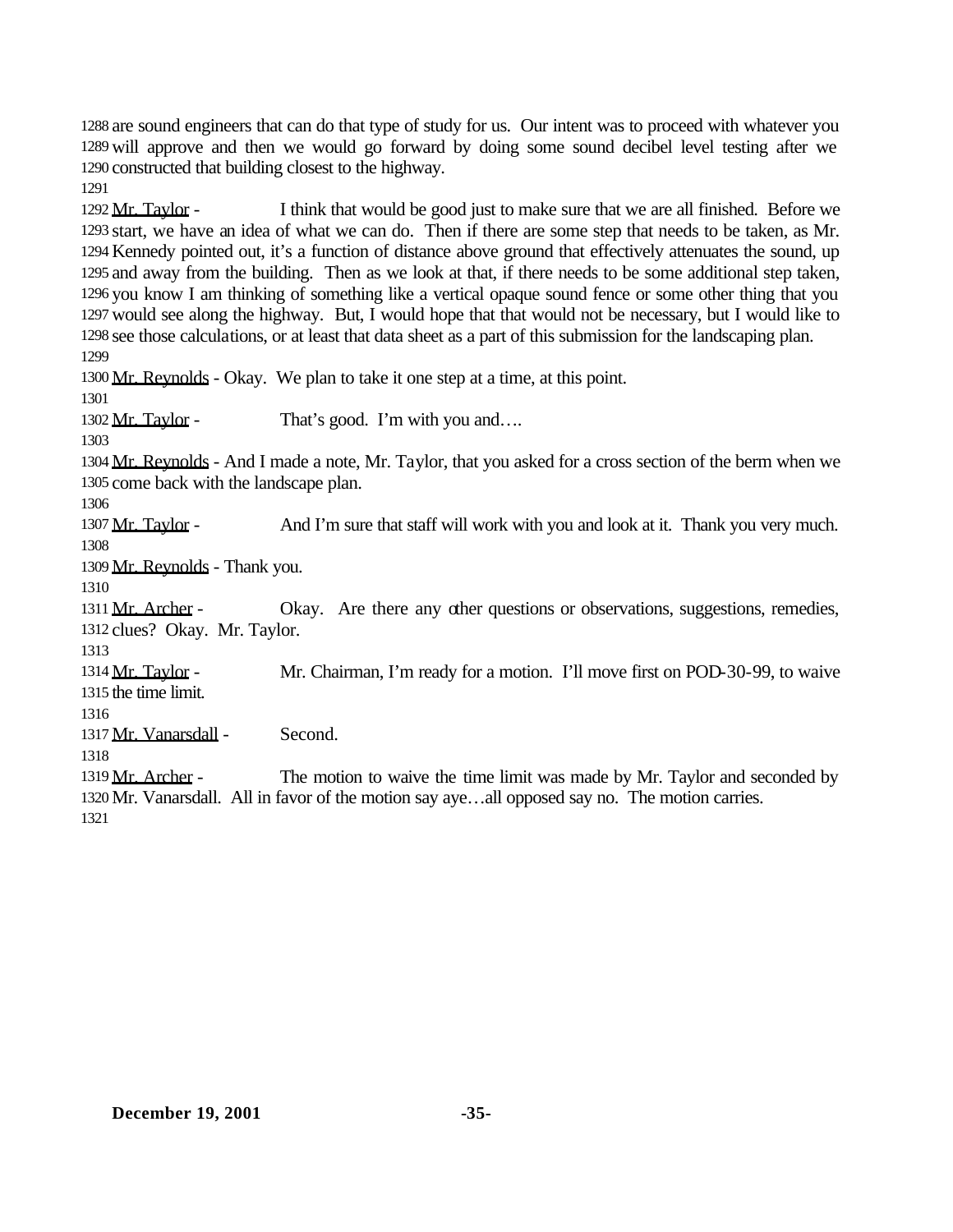are sound engineers that can do that type of study for us. Our intent was to proceed with whatever you will approve and then we would go forward by doing some sound decibel level testing after we constructed that building closest to the highway.

Mr. Taylor - I think that would be good just to make sure that we are all finished. Before we start, we have an idea of what we can do. Then if there are some step that needs to be taken, as Mr. Kennedy pointed out, it's a function of distance above ground that effectively attenuates the sound, up and away from the building. Then as we look at that, if there needs to be some additional step taken, you know I am thinking of something like a vertical opaque sound fence or some other thing that you would see along the highway. But, I would hope that that would not be necessary, but I would like to see those calculations, or at least that data sheet as a part of this submission for the landscaping plan.

Mr. Reynolds - Okay. We plan to take it one step at a time, at this point.

Mr. Taylor - That's good. I'm with you and….

Mr. Reynolds - And I made a note, Mr. Taylor, that you asked for a cross section of the berm when we come back with the landscape plan.

Mr. Taylor - And I'm sure that staff will work with you and look at it. Thank you very much.

Mr. Reynolds - Thank you.

Mr. Archer - Okay. Are there any other questions or observations, suggestions, remedies, clues? Okay. Mr. Taylor.

Mr. Taylor - Mr. Chairman, I'm ready for a motion. I'll move first on POD-30-99, to waive the time limit.

Mr. Vanarsdall - Second.

Mr. Archer - The motion to waive the time limit was made by Mr. Taylor and seconded by Mr. Vanarsdall. All in favor of the motion say aye…all opposed say no. The motion carries.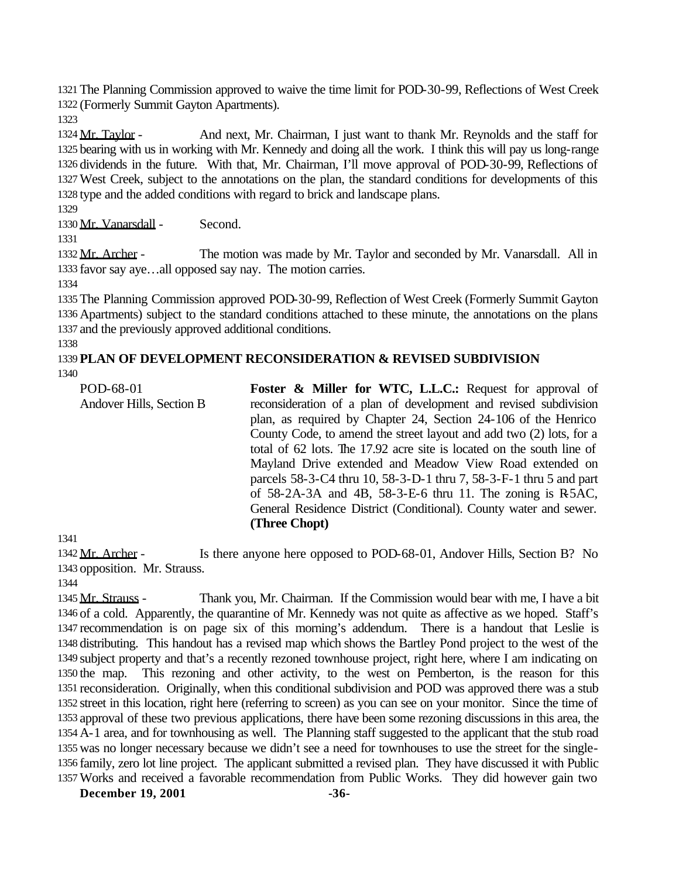The Planning Commission approved to waive the time limit for POD-30-99, Reflections of West Creek (Formerly Summit Gayton Apartments).

Mr. Taylor - And next, Mr. Chairman, I just want to thank Mr. Reynolds and the staff for bearing with us in working with Mr. Kennedy and doing all the work. I think this will pay us long-range dividends in the future. With that, Mr. Chairman, I'll move approval of POD-30-99, Reflections of West Creek, subject to the annotations on the plan, the standard conditions for developments of this type and the added conditions with regard to brick and landscape plans.

Mr. Vanarsdall - Second.

Mr. Archer - The motion was made by Mr. Taylor and seconded by Mr. Vanarsdall. All in favor say aye…all opposed say nay. The motion carries.

The Planning Commission approved POD-30-99, Reflection of West Creek (Formerly Summit Gayton Apartments) subject to the standard conditions attached to these minute, the annotations on the plans and the previously approved additional conditions.

**PLAN OF DEVELOPMENT RECONSIDERATION & REVISED SUBDIVISION**

POD-68-01
Andover Hills, Section B

**Foster & Miller for WTC, L.L.C.:** Request for approval of reconsideration of a plan of development and revised subdivision plan, as required by Chapter 24, Section 24-106 of the Henrico County Code, to amend the street layout and add two (2) lots, for a total of 62 lots. The 17.92 acre site is located on the south line of Mayland Drive extended and Meadow View Road extended on parcels 58-3-C4 thru 10, 58-3-D-1 thru 7, 58-3-F-1 thru 5 and part of 58-2A-3A and 4B, 58-3-E-6 thru 11. The zoning is R-5AC, General Residence District (Conditional). County water and sewer. **(Three Chopt)**

Mr. Archer - Is there anyone here opposed to POD-68-01, Andover Hills, Section B? No opposition. Mr. Strauss.

Mr. Strauss - Thank you, Mr. Chairman. If the Commission would bear with me, I have a bit of a cold. Apparently, the quarantine of Mr. Kennedy was not quite as affective as we hoped. Staff's recommendation is on page six of this morning's addendum. There is a handout that Leslie is distributing. This handout has a revised map which shows the Bartley Pond project to the west of the subject property and that's a recently rezoned townhouse project, right here, where I am indicating on the map. This rezoning and other activity, to the west on Pemberton, is the reason for this reconsideration. Originally, when this conditional subdivision and POD was approved there was a stub street in this location, right here (referring to screen) as you can see on your monitor. Since the time of approval of these two previous applications, there have been some rezoning discussions in this area, the A-1 area, and for townhousing as well. The Planning staff suggested to the applicant that the stub road was no longer necessary because we didn't see a need for townhouses to use the street for the single-family, zero lot line project. The applicant submitted a revised plan. They have discussed it with Public Works and received a favorable recommendation from Public Works. They did however gain two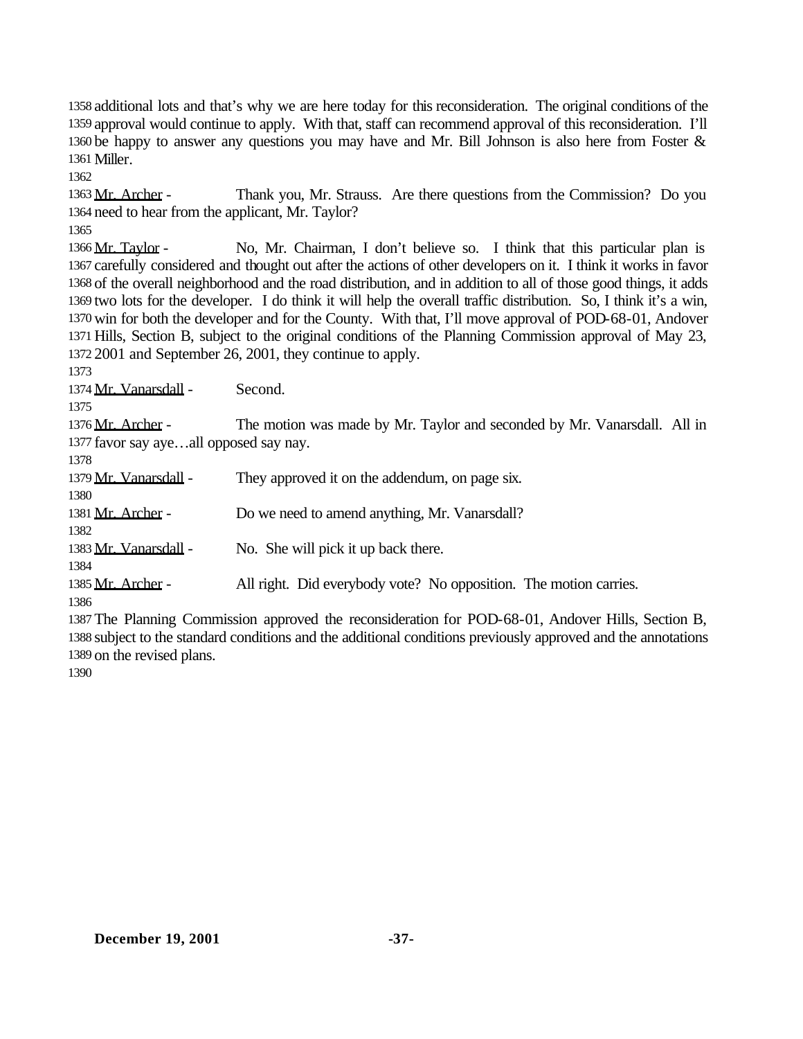additional lots and that's why we are here today for this reconsideration. The original conditions of the approval would continue to apply. With that, staff can recommend approval of this reconsideration. I'll be happy to answer any questions you may have and Mr. Bill Johnson is also here from Foster & Miller.

Mr. Archer - Thank you, Mr. Strauss. Are there questions from the Commission? Do you need to hear from the applicant, Mr. Taylor?

Mr. Taylor - No, Mr. Chairman, I don't believe so. I think that this particular plan is carefully considered and thought out after the actions of other developers on it. I think it works in favor of the overall neighborhood and the road distribution, and in addition to all of those good things, it adds two lots for the developer. I do think it will help the overall traffic distribution. So, I think it's a win, win for both the developer and for the County. With that, I'll move approval of POD-68-01, Andover Hills, Section B, subject to the original conditions of the Planning Commission approval of May 23, 2001 and September 26, 2001, they continue to apply.

Mr. Vanarsdall - Second.

Mr. Archer - The motion was made by Mr. Taylor and seconded by Mr. Vanarsdall. All in favor say aye…all opposed say nay.

Mr. Vanarsdall - They approved it on the addendum, on page six.

Mr. Archer - Do we need to amend anything, Mr. Vanarsdall?

Mr. Vanarsdall - No. She will pick it up back there.

Mr. Archer - All right. Did everybody vote? No opposition. The motion carries.

The Planning Commission approved the reconsideration for POD-68-01, Andover Hills, Section B, subject to the standard conditions and the additional conditions previously approved and the annotations on the revised plans.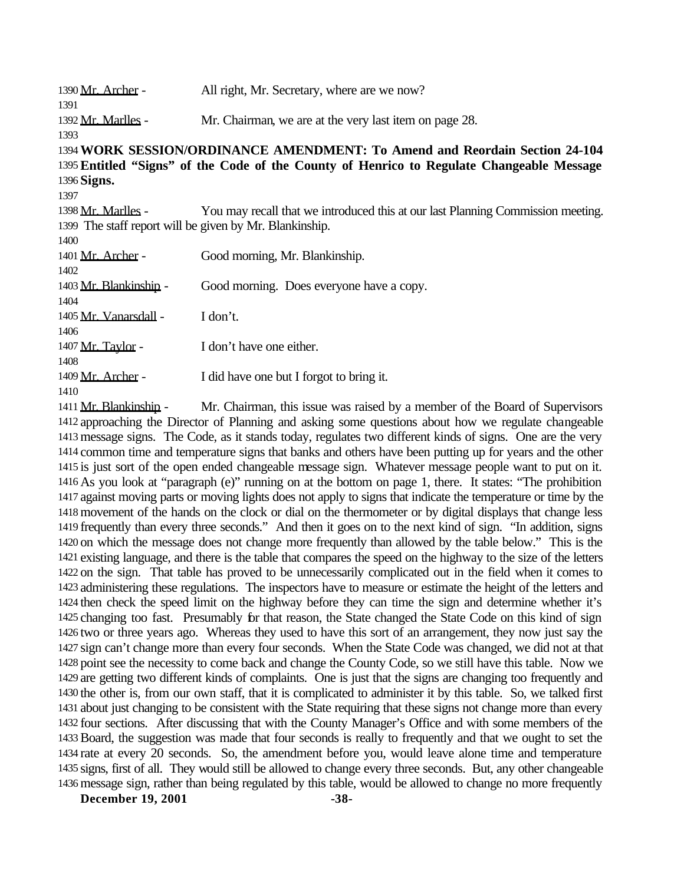Mr. Archer - All right, Mr. Secretary, where are we now?

Mr. Marlles - Mr. Chairman, we are at the very last item on page 28.

**WORK SESSION/ORDINANCE AMENDMENT: To Amend and Reordain Section 24-104 Entitled "Signs" of the Code of the County of Henrico to Regulate Changeable Message Signs.**

Mr. Marlles - You may recall that we introduced this at our last Planning Commission meeting. The staff report will be given by Mr. Blankinship.

Mr. Archer - Good morning, Mr. Blankinship.

Mr. Blankinship - Good morning. Does everyone have a copy.

Mr. Vanarsdall - I don't.

Mr. Taylor - I don't have one either.

Mr. Archer - I did have one but I forgot to bring it.

Mr. Blankinship - Mr. Chairman, this issue was raised by a member of the Board of Supervisors approaching the Director of Planning and asking some questions about how we regulate changeable message signs. The Code, as it stands today, regulates two different kinds of signs. One are the very common time and temperature signs that banks and others have been putting up for years and the other is just sort of the open ended changeable message sign. Whatever message people want to put on it. As you look at "paragraph (e)" running on at the bottom on page 1, there. It states: "The prohibition against moving parts or moving lights does not apply to signs that indicate the temperature or time by the movement of the hands on the clock or dial on the thermometer or by digital displays that change less frequently than every three seconds." And then it goes on to the next kind of sign. "In addition, signs on which the message does not change more frequently than allowed by the table below." This is the existing language, and there is the table that compares the speed on the highway to the size of the letters on the sign. That table has proved to be unnecessarily complicated out in the field when it comes to administering these regulations. The inspectors have to measure or estimate the height of the letters and then check the speed limit on the highway before they can time the sign and determine whether it's changing too fast. Presumably for that reason, the State changed the State Code on this kind of sign two or three years ago. Whereas they used to have this sort of an arrangement, they now just say the sign can't change more than every four seconds. When the State Code was changed, we did not at that point see the necessity to come back and change the County Code, so we still have this table. Now we are getting two different kinds of complaints. One is just that the signs are changing too frequently and the other is, from our own staff, that it is complicated to administer it by this table. So, we talked first about just changing to be consistent with the State requiring that these signs not change more than every four sections. After discussing that with the County Manager's Office and with some members of the Board, the suggestion was made that four seconds is really to frequently and that we ought to set the rate at every 20 seconds. So, the amendment before you, would leave alone time and temperature signs, first of all. They would still be allowed to change every three seconds. But, any other changeable message sign, rather than being regulated by this table, would be allowed to change no more frequently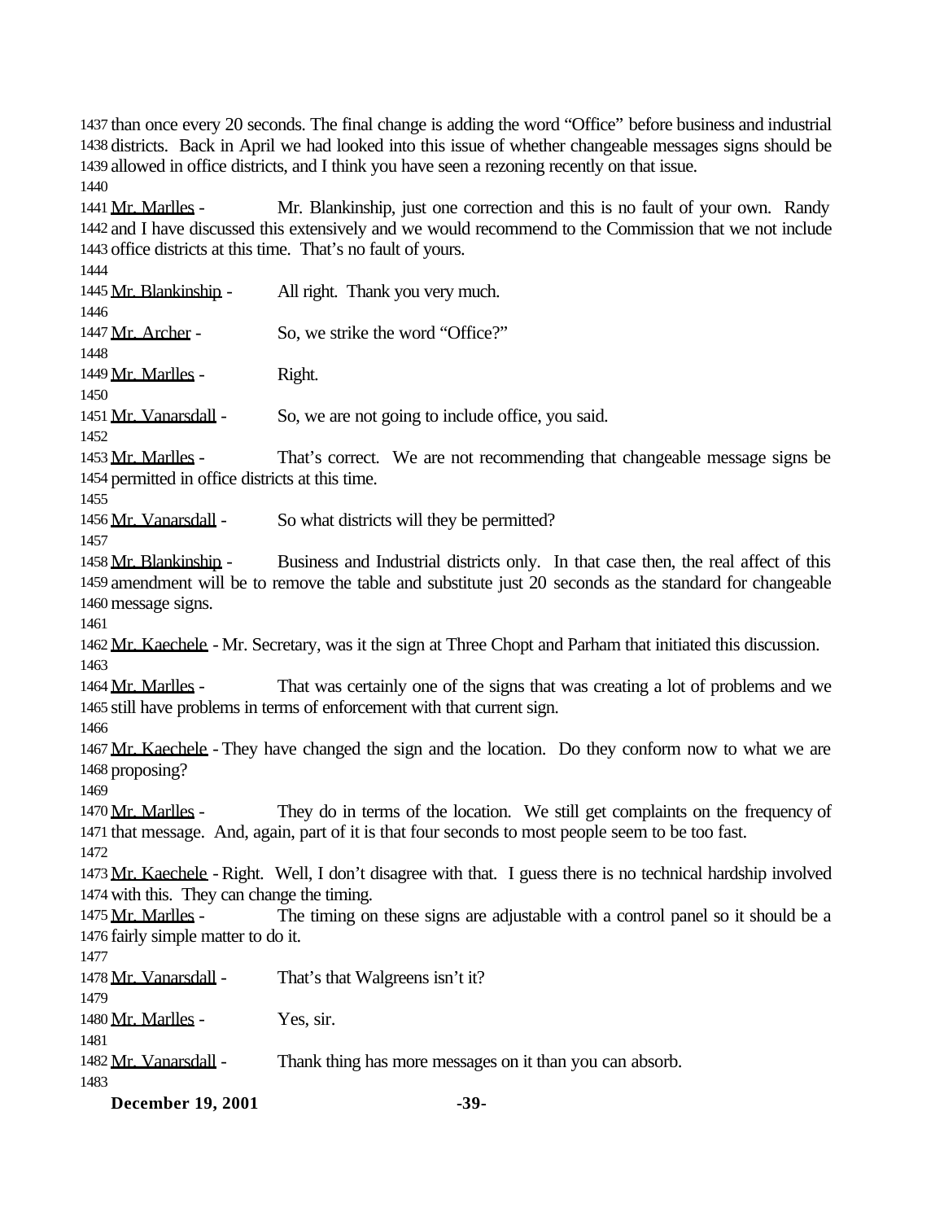than once every 20 seconds. The final change is adding the word "Office" before business and industrial districts. Back in April we had looked into this issue of whether changeable messages signs should be allowed in office districts, and I think you have seen a rezoning recently on that issue.

Mr. Marlles - Mr. Blankinship, just one correction and this is no fault of your own. Randy and I have discussed this extensively and we would recommend to the Commission that we not include office districts at this time. That's no fault of yours.

Mr. Blankinship - All right. Thank you very much.

Mr. Archer - So, we strike the word "Office?"

Mr. Marlles - Right.

Mr. Vanarsdall - So, we are not going to include office, you said.

Mr. Marlles - That's correct. We are not recommending that changeable message signs be permitted in office districts at this time.

Mr. Vanarsdall - So what districts will they be permitted?

Mr. Blankinship - Business and Industrial districts only. In that case then, the real affect of this amendment will be to remove the table and substitute just 20 seconds as the standard for changeable message signs.

Mr. Kaechele - Mr. Secretary, was it the sign at Three Chopt and Parham that initiated this discussion.

Mr. Marlles - That was certainly one of the signs that was creating a lot of problems and we still have problems in terms of enforcement with that current sign.

Mr. Kaechele - They have changed the sign and the location. Do they conform now to what we are proposing?

Mr. Marlles - They do in terms of the location. We still get complaints on the frequency of that message. And, again, part of it is that four seconds to most people seem to be too fast.

Mr. Kaechele - Right. Well, I don't disagree with that. I guess there is no technical hardship involved with this. They can change the timing.

Mr. Marlles - The timing on these signs are adjustable with a control panel so it should be a fairly simple matter to do it.

Mr. Vanarsdall - That's that Walgreens isn't it?

Mr. Marlles - Yes, sir.

Mr. Vanarsdall - Thank thing has more messages on it than you can absorb.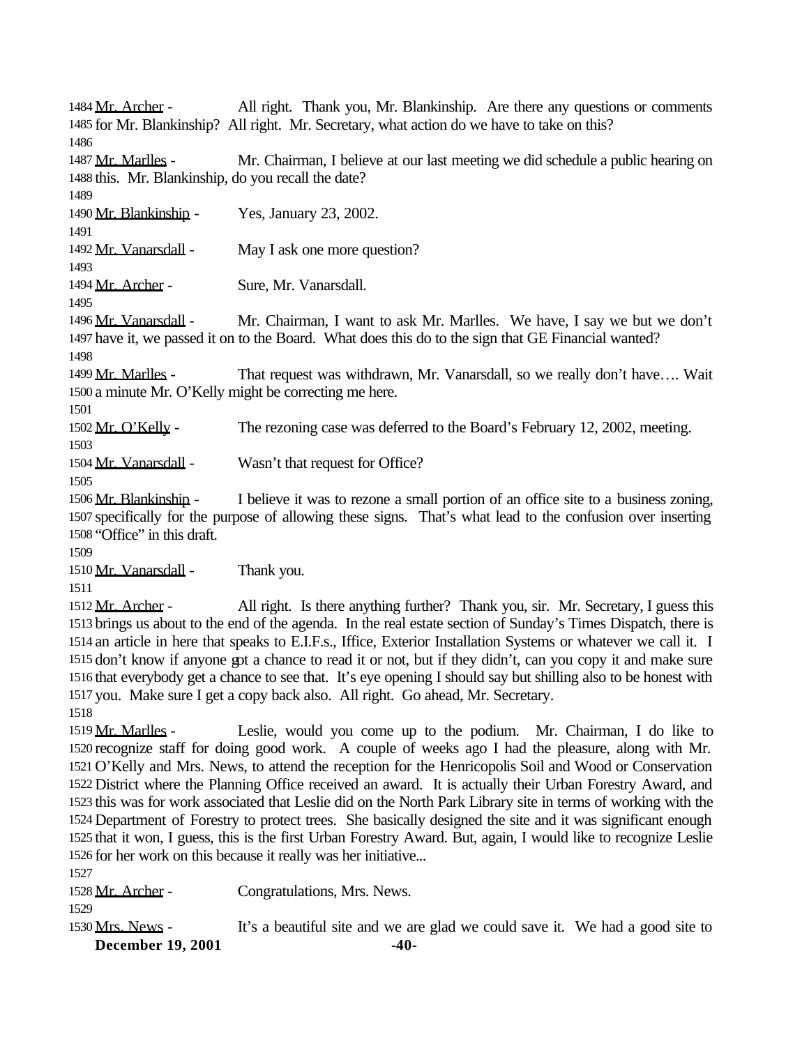Mr. Archer - All right. Thank you, Mr. Blankinship. Are there any questions or comments for Mr. Blankinship? All right. Mr. Secretary, what action do we have to take on this?

Mr. Marlles - Mr. Chairman, I believe at our last meeting we did schedule a public hearing on this. Mr. Blankinship, do you recall the date?

Mr. Blankinship - Yes, January 23, 2002.

Mr. Vanarsdall - May I ask one more question?

Mr. Archer - Sure, Mr. Vanarsdall.

Mr. Vanarsdall - Mr. Chairman, I want to ask Mr. Marlles. We have, I say we but we don't have it, we passed it on to the Board. What does this do to the sign that GE Financial wanted?

Mr. Marlles - That request was withdrawn, Mr. Vanarsdall, so we really don't have…. Wait a minute Mr. O'Kelly might be correcting me here.

Mr. O'Kelly - The rezoning case was deferred to the Board's February 12, 2002, meeting.

Mr. Vanarsdall - Wasn't that request for Office?

Mr. Blankinship - I believe it was to rezone a small portion of an office site to a business zoning, specifically for the purpose of allowing these signs. That's what lead to the confusion over inserting "Office" in this draft.

Mr. Vanarsdall - Thank you.

Mr. Archer - All right. Is there anything further? Thank you, sir. Mr. Secretary, I guess this brings us about to the end of the agenda. In the real estate section of Sunday's Times Dispatch, there is an article in here that speaks to E.I.F.s., Iffice, Exterior Installation Systems or whatever we call it. I don't know if anyone got a chance to read it or not, but if they didn't, can you copy it and make sure that everybody get a chance to see that. It's eye opening I should say but shilling also to be honest with you. Make sure I get a copy back also. All right. Go ahead, Mr. Secretary.

Mr. Marlles - Leslie, would you come up to the podium. Mr. Chairman, I do like to recognize staff for doing good work. A couple of weeks ago I had the pleasure, along with Mr. O'Kelly and Mrs. News, to attend the reception for the Henricopolis Soil and Wood or Conservation District where the Planning Office received an award. It is actually their Urban Forestry Award, and this was for work associated that Leslie did on the North Park Library site in terms of working with the Department of Forestry to protect trees. She basically designed the site and it was significant enough that it won, I guess, this is the first Urban Forestry Award. But, again, I would like to recognize Leslie for her work on this because it really was her initiative...

Mr. Archer - Congratulations, Mrs. News.

Mrs. News - It's a beautiful site and we are glad we could save it. We had a good site to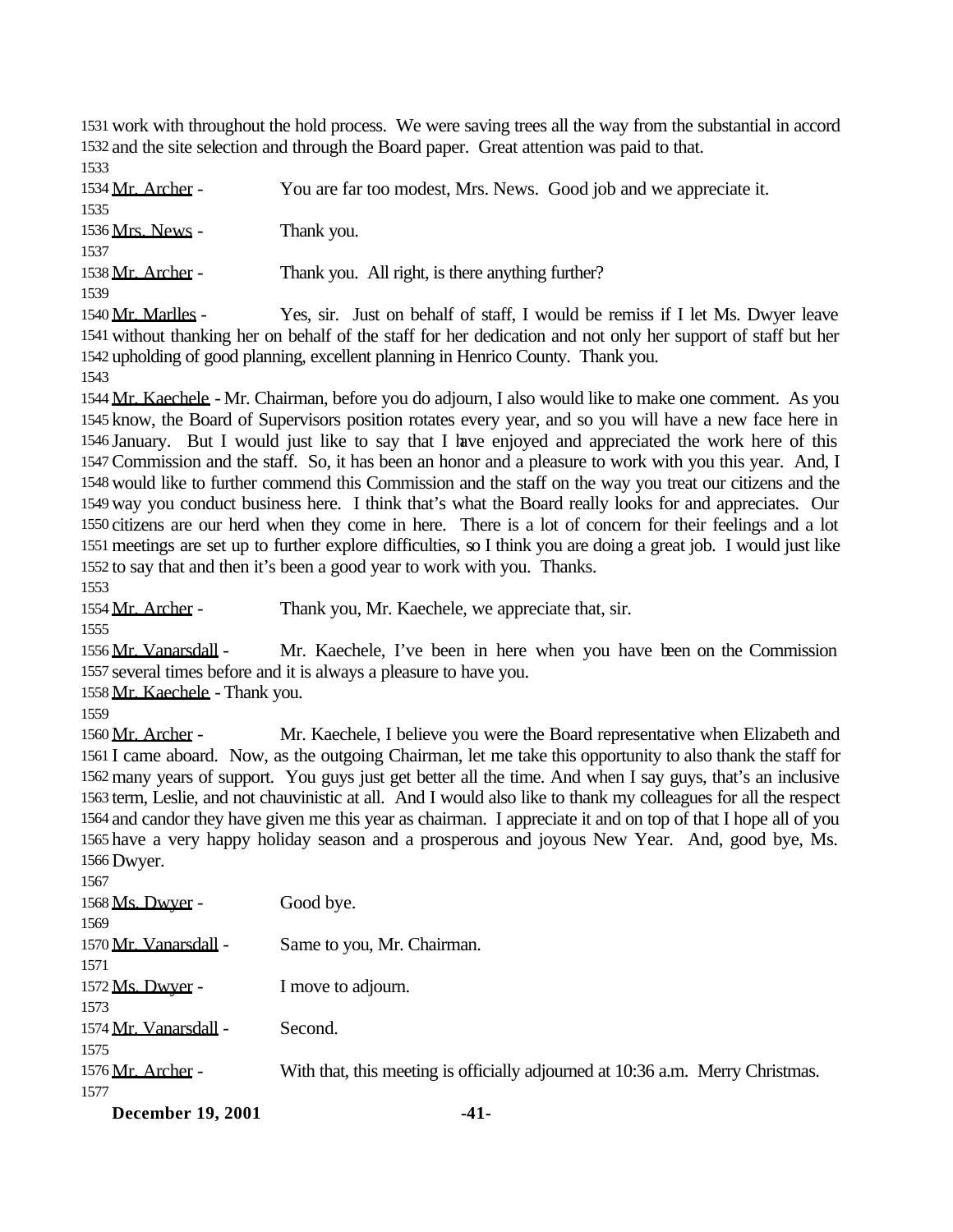work with throughout the hold process. We were saving trees all the way from the substantial in accord and the site selection and through the Board paper. Great attention was paid to that.

Mr. Archer - You are far too modest, Mrs. News. Good job and we appreciate it.

Mrs. News - Thank you.

Mr. Archer - Thank you. All right, is there anything further?

Mr. Marlles - Yes, sir. Just on behalf of staff, I would be remiss if I let Ms. Dwyer leave without thanking her on behalf of the staff for her dedication and not only her support of staff but her upholding of good planning, excellent planning in Henrico County. Thank you.

Mr. Kaechele - Mr. Chairman, before you do adjourn, I also would like to make one comment. As you know, the Board of Supervisors position rotates every year, and so you will have a new face here in January. But I would just like to say that I have enjoyed and appreciated the work here of this Commission and the staff. So, it has been an honor and a pleasure to work with you this year. And, I would like to further commend this Commission and the staff on the way you treat our citizens and the way you conduct business here. I think that's what the Board really looks for and appreciates. Our citizens are our herd when they come in here. There is a lot of concern for their feelings and a lot meetings are set up to further explore difficulties, so I think you are doing a great job. I would just like to say that and then it's been a good year to work with you. Thanks.

Mr. Archer - Thank you, Mr. Kaechele, we appreciate that, sir.

Mr. Vanarsdall - Mr. Kaechele, I've been in here when you have been on the Commission several times before and it is always a pleasure to have you.

Mr. Kaechele - Thank you.

Mr. Archer - Mr. Kaechele, I believe you were the Board representative when Elizabeth and I came aboard. Now, as the outgoing Chairman, let me take this opportunity to also thank the staff for many years of support. You guys just get better all the time. And when I say guys, that's an inclusive term, Leslie, and not chauvinistic at all. And I would also like to thank my colleagues for all the respect and candor they have given me this year as chairman. I appreciate it and on top of that I hope all of you have a very happy holiday season and a prosperous and joyous New Year. And, good bye, Ms. Dwyer.

Ms. Dwyer - Good bye.

Mr. Vanarsdall - Same to you, Mr. Chairman.

Ms. Dwyer - I move to adjourn.

Mr. Vanarsdall - Second.

Mr. Archer - With that, this meeting is officially adjourned at 10:36 a.m. Merry Christmas.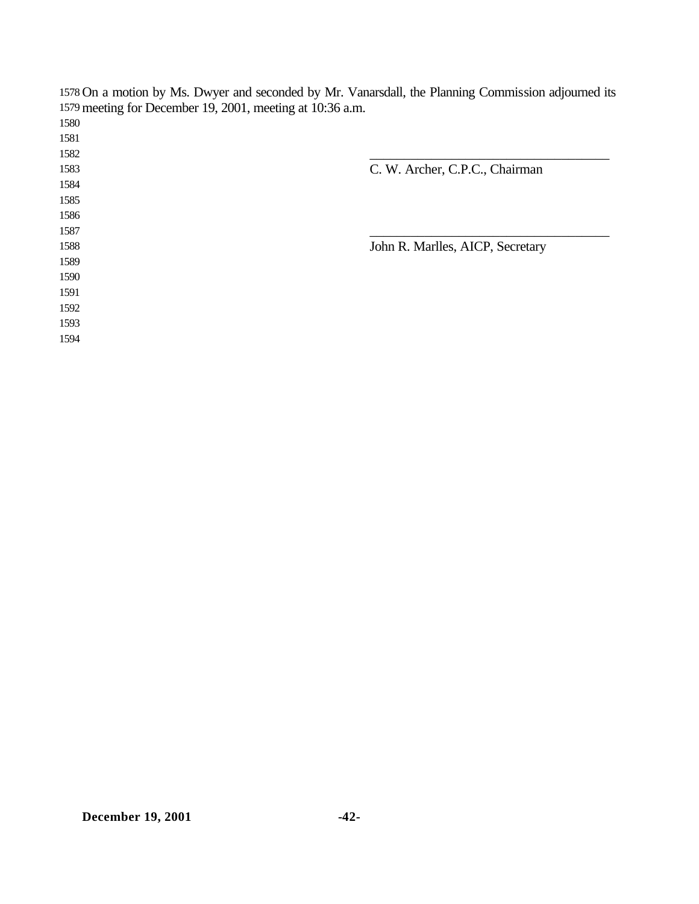On a motion by Ms. Dwyer and seconded by Mr. Vanarsdall, the Planning Commission adjourned its meeting for December 19, 2001, meeting at 10:36 a.m.

\_\_\_\_\_\_\_\_\_\_\_\_\_\_\_\_\_\_\_\_\_\_\_\_\_\_\_\_\_\_\_\_\_\_\_\_\_

C. W. Archer, C.P.C., Chairman

\_\_\_\_\_\_\_\_\_\_\_\_\_\_\_\_\_\_\_\_\_\_\_\_\_\_\_\_\_\_\_\_\_\_\_\_\_

John R. Marlles, AICP, Secretary